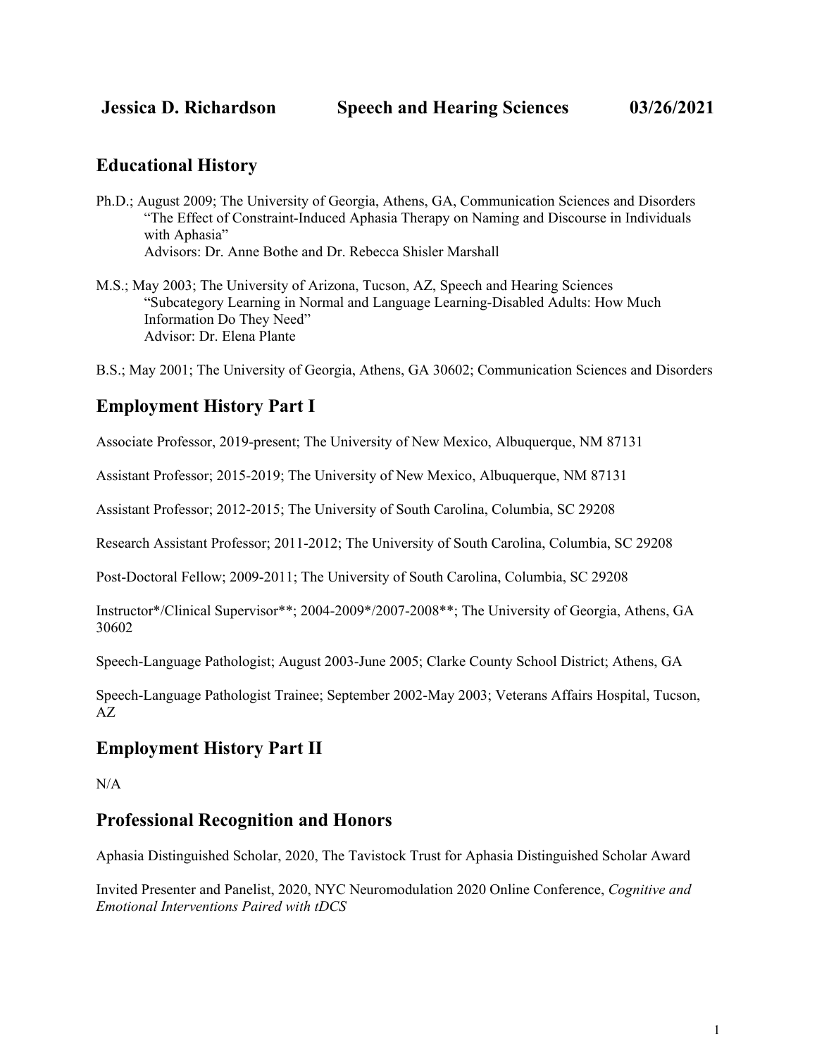**Jessica D. Richardson Speech and Hearing Sciences 03/26/2021**

## Educational History

Ph.D.; August 2009; The University of Georgia, Athens, GA, Communication Sciences and Disorders
"The Effect of Constraint-Induced Aphasia Therapy on Naming and Discourse in Individuals with Aphasia"
Advisors: Dr. Anne Bothe and Dr. Rebecca Shisler Marshall

M.S.; May 2003; The University of Arizona, Tucson, AZ, Speech and Hearing Sciences
"Subcategory Learning in Normal and Language Learning-Disabled Adults: How Much Information Do They Need"
Advisor: Dr. Elena Plante

B.S.; May 2001; The University of Georgia, Athens, GA 30602; Communication Sciences and Disorders

## Employment History Part I

Associate Professor, 2019-present; The University of New Mexico, Albuquerque, NM 87131

Assistant Professor; 2015-2019; The University of New Mexico, Albuquerque, NM 87131

Assistant Professor; 2012-2015; The University of South Carolina, Columbia, SC 29208

Research Assistant Professor; 2011-2012; The University of South Carolina, Columbia, SC 29208

Post-Doctoral Fellow; 2009-2011; The University of South Carolina, Columbia, SC 29208

Instructor*/Clinical Supervisor**; 2004-2009*/2007-2008**; The University of Georgia, Athens, GA 30602

Speech-Language Pathologist; August 2003-June 2005; Clarke County School District; Athens, GA

Speech-Language Pathologist Trainee; September 2002-May 2003; Veterans Affairs Hospital, Tucson, AZ

## Employment History Part II

N/A

## Professional Recognition and Honors

Aphasia Distinguished Scholar, 2020, The Tavistock Trust for Aphasia Distinguished Scholar Award

Invited Presenter and Panelist, 2020, NYC Neuromodulation 2020 Online Conference, *Cognitive and Emotional Interventions Paired with tDCS*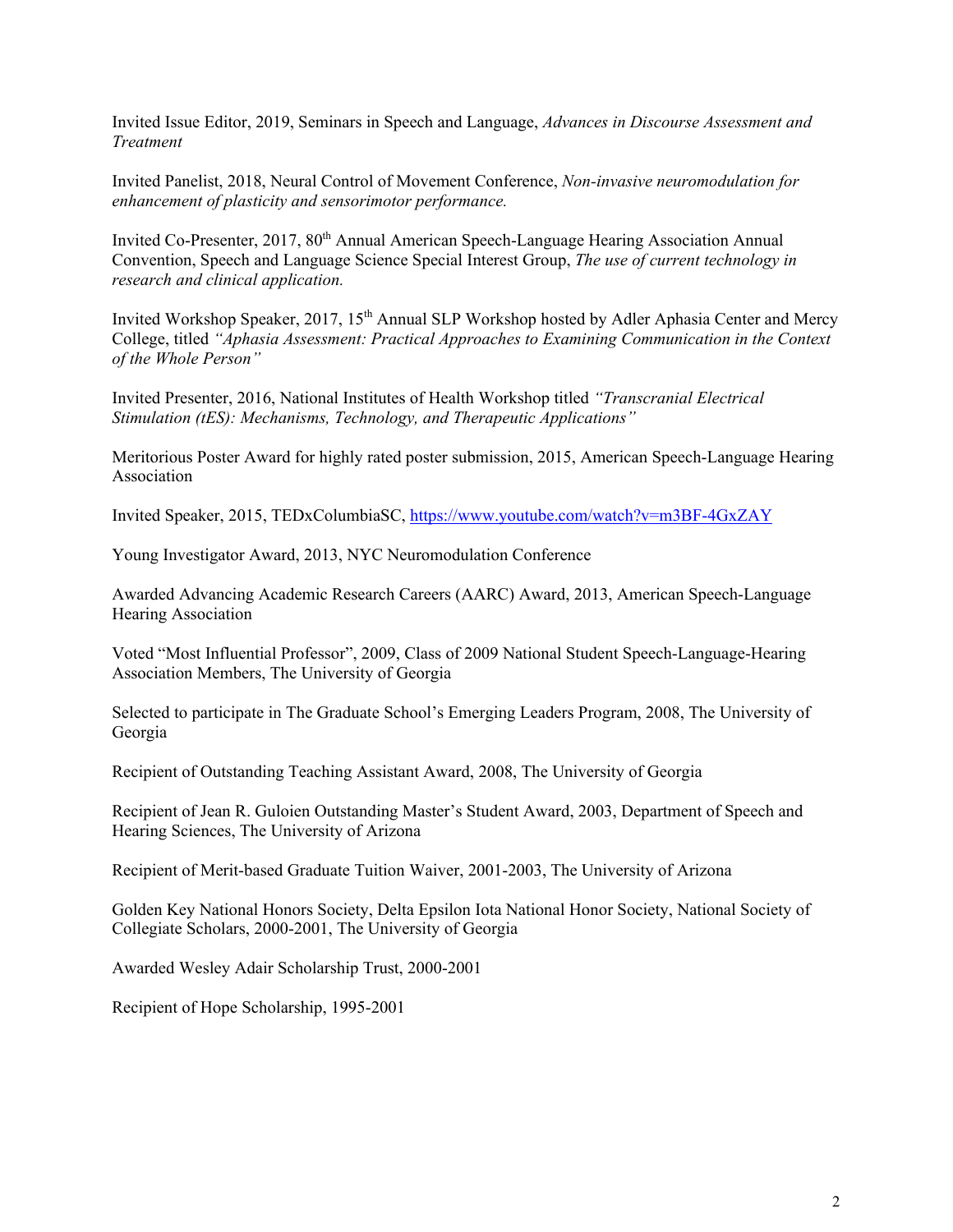Invited Issue Editor, 2019, Seminars in Speech and Language, *Advances in Discourse Assessment and Treatment*

Invited Panelist, 2018, Neural Control of Movement Conference, *Non-invasive neuromodulation for enhancement of plasticity and sensorimotor performance.*

Invited Co-Presenter, 2017, 80th Annual American Speech-Language Hearing Association Annual Convention, Speech and Language Science Special Interest Group, *The use of current technology in research and clinical application.*

Invited Workshop Speaker, 2017, 15th Annual SLP Workshop hosted by Adler Aphasia Center and Mercy College, titled *"Aphasia Assessment: Practical Approaches to Examining Communication in the Context of the Whole Person"*

Invited Presenter, 2016, National Institutes of Health Workshop titled *"Transcranial Electrical Stimulation (tES): Mechanisms, Technology, and Therapeutic Applications"*

Meritorious Poster Award for highly rated poster submission, 2015, American Speech-Language Hearing Association

Invited Speaker, 2015, TEDxColumbiaSC, [https://www.youtube.com/watch?v=m3BF-4GxZAY](https://www.youtube.com/watch?v=m3BF-4GxZAY)

Young Investigator Award, 2013, NYC Neuromodulation Conference

Awarded Advancing Academic Research Careers (AARC) Award, 2013, American Speech-Language Hearing Association

Voted "Most Influential Professor", 2009, Class of 2009 National Student Speech-Language-Hearing Association Members, The University of Georgia

Selected to participate in The Graduate School's Emerging Leaders Program, 2008, The University of Georgia

Recipient of Outstanding Teaching Assistant Award, 2008, The University of Georgia

Recipient of Jean R. Guloien Outstanding Master's Student Award, 2003, Department of Speech and Hearing Sciences, The University of Arizona

Recipient of Merit-based Graduate Tuition Waiver, 2001-2003, The University of Arizona

Golden Key National Honors Society, Delta Epsilon Iota National Honor Society, National Society of Collegiate Scholars, 2000-2001, The University of Georgia

Awarded Wesley Adair Scholarship Trust, 2000-2001

Recipient of Hope Scholarship, 1995-2001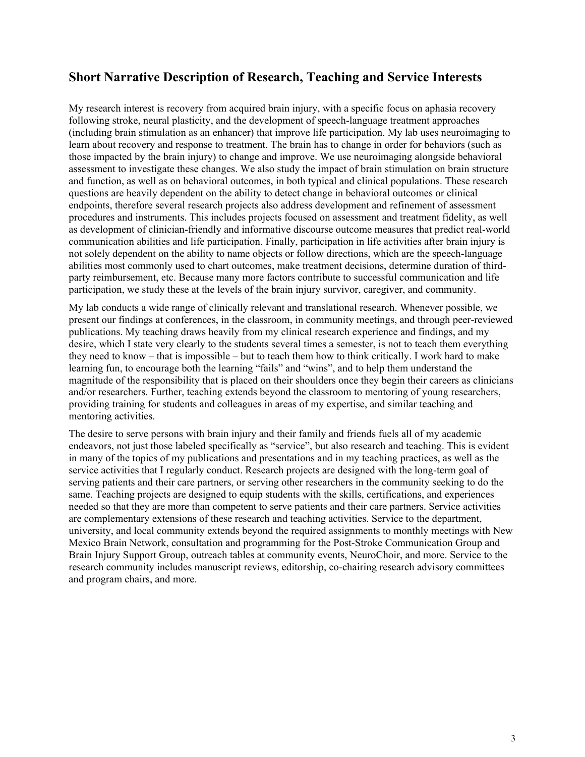## Short Narrative Description of Research, Teaching and Service Interests

My research interest is recovery from acquired brain injury, with a specific focus on aphasia recovery following stroke, neural plasticity, and the development of speech-language treatment approaches (including brain stimulation as an enhancer) that improve life participation. My lab uses neuroimaging to learn about recovery and response to treatment. The brain has to change in order for behaviors (such as those impacted by the brain injury) to change and improve. We use neuroimaging alongside behavioral assessment to investigate these changes. We also study the impact of brain stimulation on brain structure and function, as well as on behavioral outcomes, in both typical and clinical populations. These research questions are heavily dependent on the ability to detect change in behavioral outcomes or clinical endpoints, therefore several research projects also address development and refinement of assessment procedures and instruments. This includes projects focused on assessment and treatment fidelity, as well as development of clinician-friendly and informative discourse outcome measures that predict real-world communication abilities and life participation. Finally, participation in life activities after brain injury is not solely dependent on the ability to name objects or follow directions, which are the speech-language abilities most commonly used to chart outcomes, make treatment decisions, determine duration of third-party reimbursement, etc. Because many more factors contribute to successful communication and life participation, we study these at the levels of the brain injury survivor, caregiver, and community.

My lab conducts a wide range of clinically relevant and translational research. Whenever possible, we present our findings at conferences, in the classroom, in community meetings, and through peer-reviewed publications. My teaching draws heavily from my clinical research experience and findings, and my desire, which I state very clearly to the students several times a semester, is not to teach them everything they need to know – that is impossible – but to teach them how to think critically. I work hard to make learning fun, to encourage both the learning "fails" and "wins", and to help them understand the magnitude of the responsibility that is placed on their shoulders once they begin their careers as clinicians and/or researchers. Further, teaching extends beyond the classroom to mentoring of young researchers, providing training for students and colleagues in areas of my expertise, and similar teaching and mentoring activities.

The desire to serve persons with brain injury and their family and friends fuels all of my academic endeavors, not just those labeled specifically as "service", but also research and teaching. This is evident in many of the topics of my publications and presentations and in my teaching practices, as well as the service activities that I regularly conduct. Research projects are designed with the long-term goal of serving patients and their care partners, or serving other researchers in the community seeking to do the same. Teaching projects are designed to equip students with the skills, certifications, and experiences needed so that they are more than competent to serve patients and their care partners. Service activities are complementary extensions of these research and teaching activities. Service to the department, university, and local community extends beyond the required assignments to monthly meetings with New Mexico Brain Network, consultation and programming for the Post-Stroke Communication Group and Brain Injury Support Group, outreach tables at community events, NeuroChoir, and more. Service to the research community includes manuscript reviews, editorship, co-chairing research advisory committees and program chairs, and more.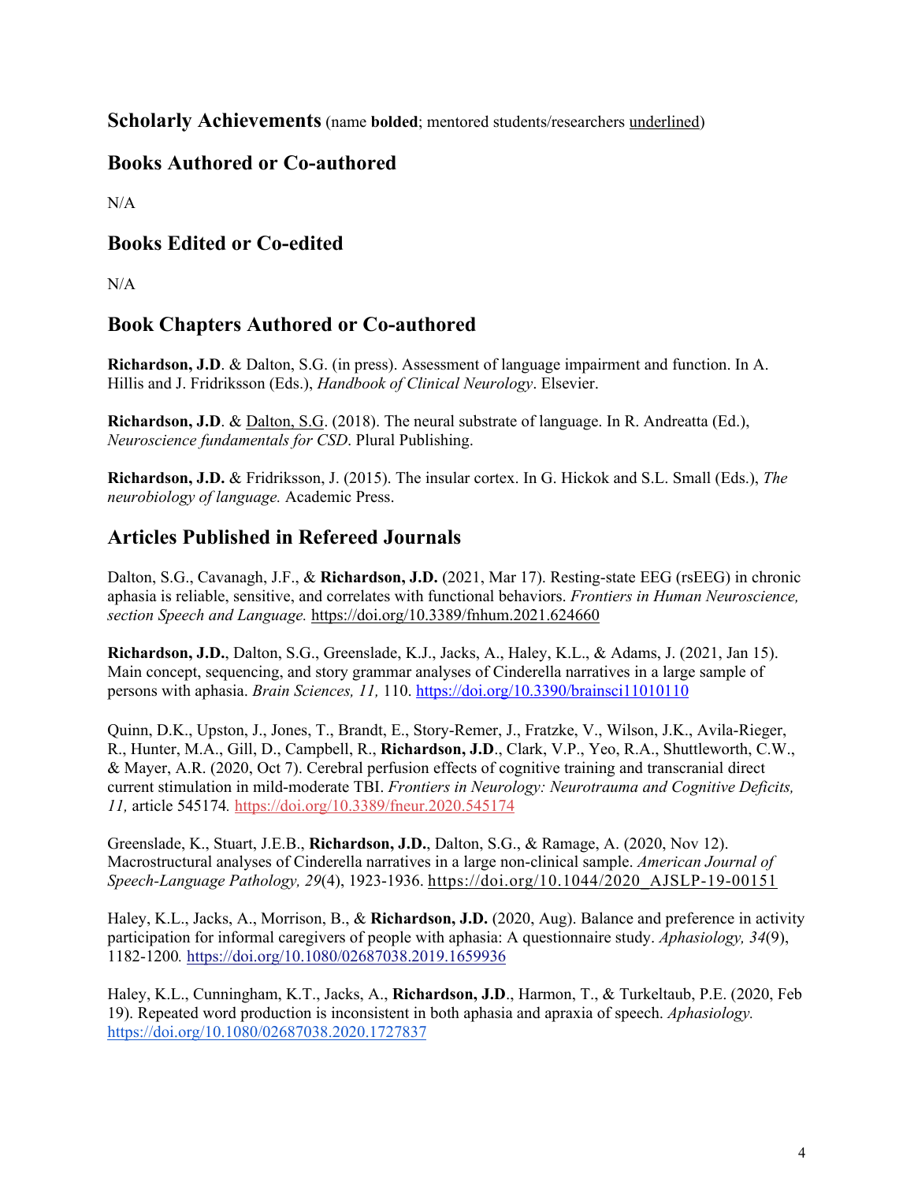## Scholarly Achievements (name **bolded**; mentored students/researchers <u>underlined</u>)

## Books Authored or Co-authored

N/A

## Books Edited or Co-edited

N/A

## Book Chapters Authored or Co-authored

**Richardson, J.D**. & Dalton, S.G. (in press). Assessment of language impairment and function. In A. Hillis and J. Fridriksson (Eds.), *Handbook of Clinical Neurology*. Elsevier.

**Richardson, J.D**. & <u>Dalton, S.G</u>. (2018). The neural substrate of language. In R. Andreatta (Ed.), *Neuroscience fundamentals for CSD*. Plural Publishing.

**Richardson, J.D.** & Fridriksson, J. (2015). The insular cortex. In G. Hickok and S.L. Small (Eds.), *The neurobiology of language.* Academic Press.

## Articles Published in Refereed Journals

Dalton, S.G., Cavanagh, J.F., & **Richardson, J.D.** (2021, Mar 17). Resting-state EEG (rsEEG) in chronic aphasia is reliable, sensitive, and correlates with functional behaviors. *Frontiers in Human Neuroscience, section Speech and Language.* https://doi.org/10.3389/fnhum.2021.624660

**Richardson, J.D.**, Dalton, S.G., Greenslade, K.J., Jacks, A., Haley, K.L., & Adams, J. (2021, Jan 15). Main concept, sequencing, and story grammar analyses of Cinderella narratives in a large sample of persons with aphasia. *Brain Sciences, 11,* 110. https://doi.org/10.3390/brainsci11010110

Quinn, D.K., Upston, J., Jones, T., Brandt, E., Story-Remer, J., Fratzke, V., Wilson, J.K., Avila-Rieger, R., Hunter, M.A., Gill, D., Campbell, R., **Richardson, J.D**., Clark, V.P., Yeo, R.A., Shuttleworth, C.W., & Mayer, A.R. (2020, Oct 7). Cerebral perfusion effects of cognitive training and transcranial direct current stimulation in mild-moderate TBI. *Frontiers in Neurology: Neurotrauma and Cognitive Deficits, 11,* article 545174*.* https://doi.org/10.3389/fneur.2020.545174

Greenslade, K., Stuart, J.E.B., **Richardson, J.D.**, Dalton, S.G., & Ramage, A. (2020, Nov 12). Macrostructural analyses of Cinderella narratives in a large non-clinical sample. *American Journal of Speech-Language Pathology, 29*(4), 1923-1936. https://doi.org/10.1044/2020_AJSLP-19-00151

Haley, K.L., Jacks, A., Morrison, B., & **Richardson, J.D.** (2020, Aug). Balance and preference in activity participation for informal caregivers of people with aphasia: A questionnaire study. *Aphasiology, 34*(9), 1182-1200*.* https://doi.org/10.1080/02687038.2019.1659936

Haley, K.L., Cunningham, K.T., Jacks, A., **Richardson, J.D**., Harmon, T., & Turkeltaub, P.E. (2020, Feb 19). Repeated word production is inconsistent in both aphasia and apraxia of speech. *Aphasiology.* https://doi.org/10.1080/02687038.2020.1727837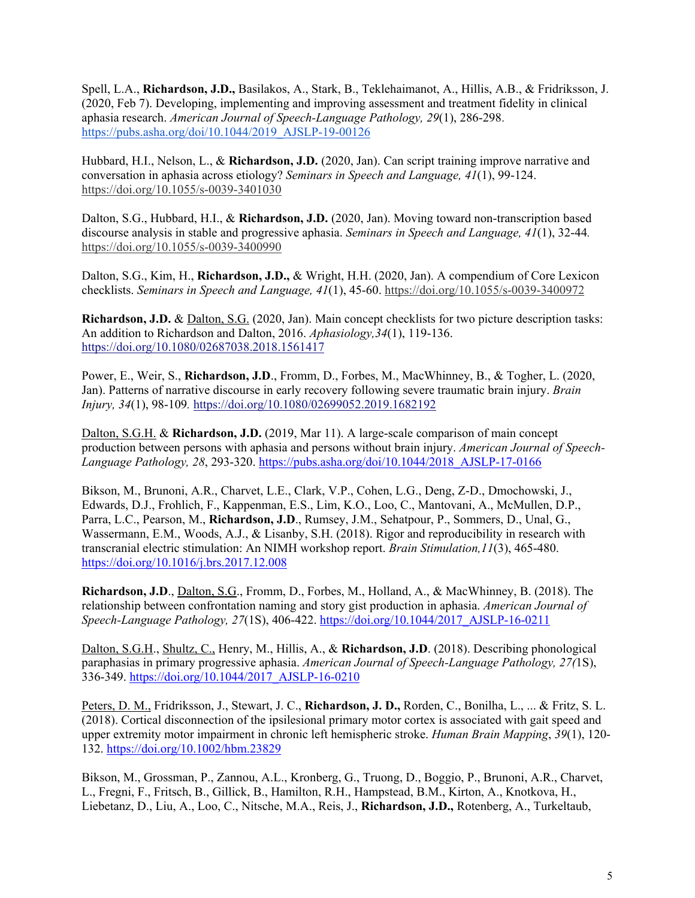Spell, L.A., **Richardson, J.D.,** Basilakos, A., Stark, B., Teklehaimanot, A., Hillis, A.B., & Fridriksson, J. (2020, Feb 7). Developing, implementing and improving assessment and treatment fidelity in clinical aphasia research. *American Journal of Speech-Language Pathology, 29*(1), 286-298. https://pubs.asha.org/doi/10.1044/2019_AJSLP-19-00126

Hubbard, H.I., Nelson, L., & **Richardson, J.D.** (2020, Jan). Can script training improve narrative and conversation in aphasia across etiology? *Seminars in Speech and Language, 41*(1), 99-124. https://doi.org/10.1055/s-0039-3401030

Dalton, S.G., Hubbard, H.I., & **Richardson, J.D.** (2020, Jan). Moving toward non-transcription based discourse analysis in stable and progressive aphasia. *Seminars in Speech and Language, 41*(1), 32-44. https://doi.org/10.1055/s-0039-3400990

Dalton, S.G., Kim, H., **Richardson, J.D.,** & Wright, H.H. (2020, Jan). A compendium of Core Lexicon checklists. *Seminars in Speech and Language, 41*(1), 45-60. https://doi.org/10.1055/s-0039-3400972

**Richardson, J.D.** & Dalton, S.G. (2020, Jan). Main concept checklists for two picture description tasks: An addition to Richardson and Dalton, 2016. *Aphasiology,34*(1), 119-136. https://doi.org/10.1080/02687038.2018.1561417

Power, E., Weir, S., **Richardson, J.D**., Fromm, D., Forbes, M., MacWhinney, B., & Togher, L. (2020, Jan). Patterns of narrative discourse in early recovery following severe traumatic brain injury. *Brain Injury, 34*(1), 98-109. https://doi.org/10.1080/02699052.2019.1682192

Dalton, S.G.H. & **Richardson, J.D.** (2019, Mar 11). A large-scale comparison of main concept production between persons with aphasia and persons without brain injury. *American Journal of Speech-Language Pathology, 28*, 293-320. https://pubs.asha.org/doi/10.1044/2018_AJSLP-17-0166

Bikson, M., Brunoni, A.R., Charvet, L.E., Clark, V.P., Cohen, L.G., Deng, Z-D., Dmochowski, J., Edwards, D.J., Frohlich, F., Kappenman, E.S., Lim, K.O., Loo, C., Mantovani, A., McMullen, D.P., Parra, L.C., Pearson, M., **Richardson, J.D**., Rumsey, J.M., Sehatpour, P., Sommers, D., Unal, G., Wassermann, E.M., Woods, A.J., & Lisanby, S.H. (2018). Rigor and reproducibility in research with transcranial electric stimulation: An NIMH workshop report. *Brain Stimulation,11*(3), 465-480. https://doi.org/10.1016/j.brs.2017.12.008

**Richardson, J.D**., Dalton, S.G., Fromm, D., Forbes, M., Holland, A., & MacWhinney, B. (2018). The relationship between confrontation naming and story gist production in aphasia. *American Journal of Speech-Language Pathology, 27*(1S), 406-422. https://doi.org/10.1044/2017_AJSLP-16-0211

Dalton, S.G.H., Shultz, C., Henry, M., Hillis, A., & **Richardson, J.D**. (2018). Describing phonological paraphasias in primary progressive aphasia. *American Journal of Speech-Language Pathology, 27(*1S), 336-349. https://doi.org/10.1044/2017_AJSLP-16-0210

Peters, D. M., Fridriksson, J., Stewart, J. C., **Richardson, J. D.,** Rorden, C., Bonilha, L., ... & Fritz, S. L. (2018). Cortical disconnection of the ipsilesional primary motor cortex is associated with gait speed and upper extremity motor impairment in chronic left hemispheric stroke. *Human Brain Mapping*, *39*(1), 120-132. https://doi.org/10.1002/hbm.23829

Bikson, M., Grossman, P., Zannou, A.L., Kronberg, G., Truong, D., Boggio, P., Brunoni, A.R., Charvet, L., Fregni, F., Fritsch, B., Gillick, B., Hamilton, R.H., Hampstead, B.M., Kirton, A., Knotkova, H., Liebetanz, D., Liu, A., Loo, C., Nitsche, M.A., Reis, J., **Richardson, J.D.,** Rotenberg, A., Turkeltaub,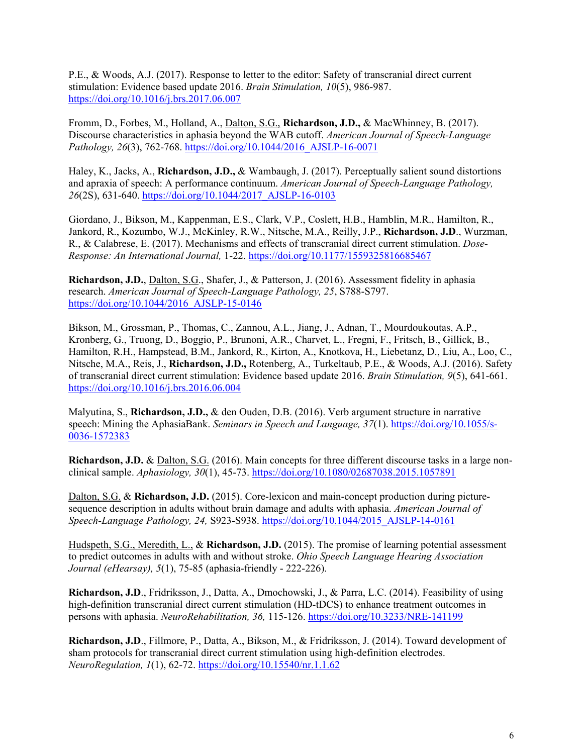P.E., & Woods, A.J. (2017). Response to letter to the editor: Safety of transcranial direct current stimulation: Evidence based update 2016. *Brain Stimulation, 10*(5), 986-987. https://doi.org/10.1016/j.brs.2017.06.007

Fromm, D., Forbes, M., Holland, A., Dalton, S.G., **Richardson, J.D.,** & MacWhinney, B. (2017). Discourse characteristics in aphasia beyond the WAB cutoff. *American Journal of Speech-Language Pathology, 26*(3), 762-768. https://doi.org/10.1044/2016_AJSLP-16-0071

Haley, K., Jacks, A., **Richardson, J.D.,** & Wambaugh, J. (2017). Perceptually salient sound distortions and apraxia of speech: A performance continuum. *American Journal of Speech-Language Pathology, 26*(2S), 631-640. https://doi.org/10.1044/2017_AJSLP-16-0103

Giordano, J., Bikson, M., Kappenman, E.S., Clark, V.P., Coslett, H.B., Hamblin, M.R., Hamilton, R., Jankord, R., Kozumbo, W.J., McKinley, R.W., Nitsche, M.A., Reilly, J.P., **Richardson, J.D**., Wurzman, R., & Calabrese, E. (2017). Mechanisms and effects of transcranial direct current stimulation. *Dose-Response: An International Journal,* 1-22. https://doi.org/10.1177/1559325816685467

**Richardson, J.D.**, Dalton, S.G., Shafer, J., & Patterson, J. (2016). Assessment fidelity in aphasia research. *American Journal of Speech-Language Pathology, 25*, S788-S797. https://doi.org/10.1044/2016_AJSLP-15-0146

Bikson, M., Grossman, P., Thomas, C., Zannou, A.L., Jiang, J., Adnan, T., Mourdoukoutas, A.P., Kronberg, G., Truong, D., Boggio, P., Brunoni, A.R., Charvet, L., Fregni, F., Fritsch, B., Gillick, B., Hamilton, R.H., Hampstead, B.M., Jankord, R., Kirton, A., Knotkova, H., Liebetanz, D., Liu, A., Loo, C., Nitsche, M.A., Reis, J., **Richardson, J.D.,** Rotenberg, A., Turkeltaub, P.E., & Woods, A.J. (2016). Safety of transcranial direct current stimulation: Evidence based update 2016. *Brain Stimulation, 9*(5), 641-661. https://doi.org/10.1016/j.brs.2016.06.004

Malyutina, S., **Richardson, J.D.,** & den Ouden, D.B. (2016). Verb argument structure in narrative speech: Mining the AphasiaBank. *Seminars in Speech and Language, 37*(1). https://doi.org/10.1055/s-0036-1572383

**Richardson, J.D.** & Dalton, S.G. (2016). Main concepts for three different discourse tasks in a large non-clinical sample. *Aphasiology, 30*(1), 45-73. https://doi.org/10.1080/02687038.2015.1057891

Dalton, S.G. & **Richardson, J.D.** (2015). Core-lexicon and main-concept production during picture-sequence description in adults without brain damage and adults with aphasia. *American Journal of Speech-Language Pathology, 24,* S923-S938. https://doi.org/10.1044/2015_AJSLP-14-0161

Hudspeth, S.G., Meredith, L., & **Richardson, J.D.** (2015). The promise of learning potential assessment to predict outcomes in adults with and without stroke. *Ohio Speech Language Hearing Association Journal (eHearsay), 5*(1), 75-85 (aphasia-friendly - 222-226).

**Richardson, J.D**., Fridriksson, J., Datta, A., Dmochowski, J., & Parra, L.C. (2014). Feasibility of using high-definition transcranial direct current stimulation (HD-tDCS) to enhance treatment outcomes in persons with aphasia. *NeuroRehabilitation, 36,* 115-126. https://doi.org/10.3233/NRE-141199

**Richardson, J.D**., Fillmore, P., Datta, A., Bikson, M., & Fridriksson, J. (2014). Toward development of sham protocols for transcranial direct current stimulation using high-definition electrodes. *NeuroRegulation, 1*(1), 62-72. https://doi.org/10.15540/nr.1.1.62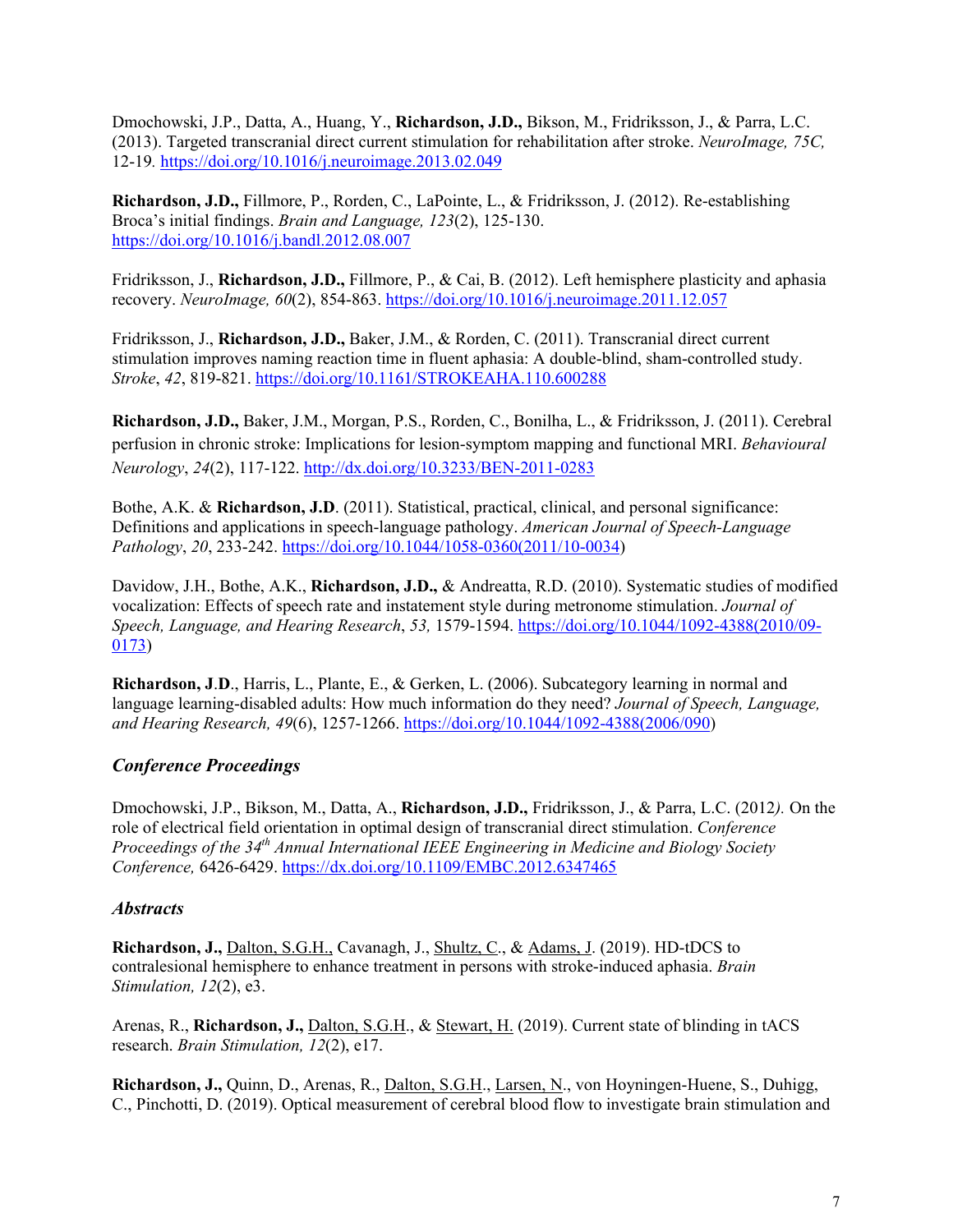Dmochowski, J.P., Datta, A., Huang, Y., **Richardson, J.D.,** Bikson, M., Fridriksson, J., & Parra, L.C. (2013). Targeted transcranial direct current stimulation for rehabilitation after stroke. *NeuroImage, 75C,* 12-19. https://doi.org/10.1016/j.neuroimage.2013.02.049

**Richardson, J.D.,** Fillmore, P., Rorden, C., LaPointe, L., & Fridriksson, J. (2012). Re-establishing Broca's initial findings. *Brain and Language, 123*(2), 125-130. https://doi.org/10.1016/j.bandl.2012.08.007

Fridriksson, J., **Richardson, J.D.,** Fillmore, P., & Cai, B. (2012). Left hemisphere plasticity and aphasia recovery. *NeuroImage, 60*(2), 854-863. https://doi.org/10.1016/j.neuroimage.2011.12.057

Fridriksson, J., **Richardson, J.D.,** Baker, J.M., & Rorden, C. (2011). Transcranial direct current stimulation improves naming reaction time in fluent aphasia: A double-blind, sham-controlled study. *Stroke*, *42*, 819-821. https://doi.org/10.1161/STROKEAHA.110.600288

**Richardson, J.D.,** Baker, J.M., Morgan, P.S., Rorden, C., Bonilha, L., & Fridriksson, J. (2011). Cerebral perfusion in chronic stroke: Implications for lesion-symptom mapping and functional MRI. *Behavioural Neurology*, *24*(2), 117-122. http://dx.doi.org/10.3233/BEN-2011-0283

Bothe, A.K. & **Richardson, J.D**. (2011). Statistical, practical, clinical, and personal significance: Definitions and applications in speech-language pathology. *American Journal of Speech-Language Pathology*, *20*, 233-242. https://doi.org/10.1044/1058-0360(2011/10-0034)

Davidow, J.H., Bothe, A.K., **Richardson, J.D.,** & Andreatta, R.D. (2010). Systematic studies of modified vocalization: Effects of speech rate and instatement style during metronome stimulation. *Journal of Speech, Language, and Hearing Research*, *53,* 1579-1594. https://doi.org/10.1044/1092-4388(2010/09-0173)

**Richardson, J.D**., Harris, L., Plante, E., & Gerken, L. (2006). Subcategory learning in normal and language learning-disabled adults: How much information do they need? *Journal of Speech, Language, and Hearing Research, 49*(6), 1257-1266. https://doi.org/10.1044/1092-4388(2006/090)

### *Conference Proceedings*

Dmochowski, J.P., Bikson, M., Datta, A., **Richardson, J.D.,** Fridriksson, J., & Parra, L.C. (2012*).* On the role of electrical field orientation in optimal design of transcranial direct stimulation. *Conference Proceedings of the 34th Annual International IEEE Engineering in Medicine and Biology Society Conference,* 6426-6429. https://dx.doi.org/10.1109/EMBC.2012.6347465

### *Abstracts*

**Richardson, J.,** Dalton, S.G.H., Cavanagh, J., Shultz, C., & Adams, J. (2019). HD-tDCS to contralesional hemisphere to enhance treatment in persons with stroke-induced aphasia. *Brain Stimulation, 12*(2), e3.

Arenas, R., **Richardson, J.,** Dalton, S.G.H., & Stewart, H. (2019). Current state of blinding in tACS research. *Brain Stimulation, 12*(2), e17.

**Richardson, J.,** Quinn, D., Arenas, R., Dalton, S.G.H., Larsen, N., von Hoyningen-Huene, S., Duhigg, C., Pinchotti, D. (2019). Optical measurement of cerebral blood flow to investigate brain stimulation and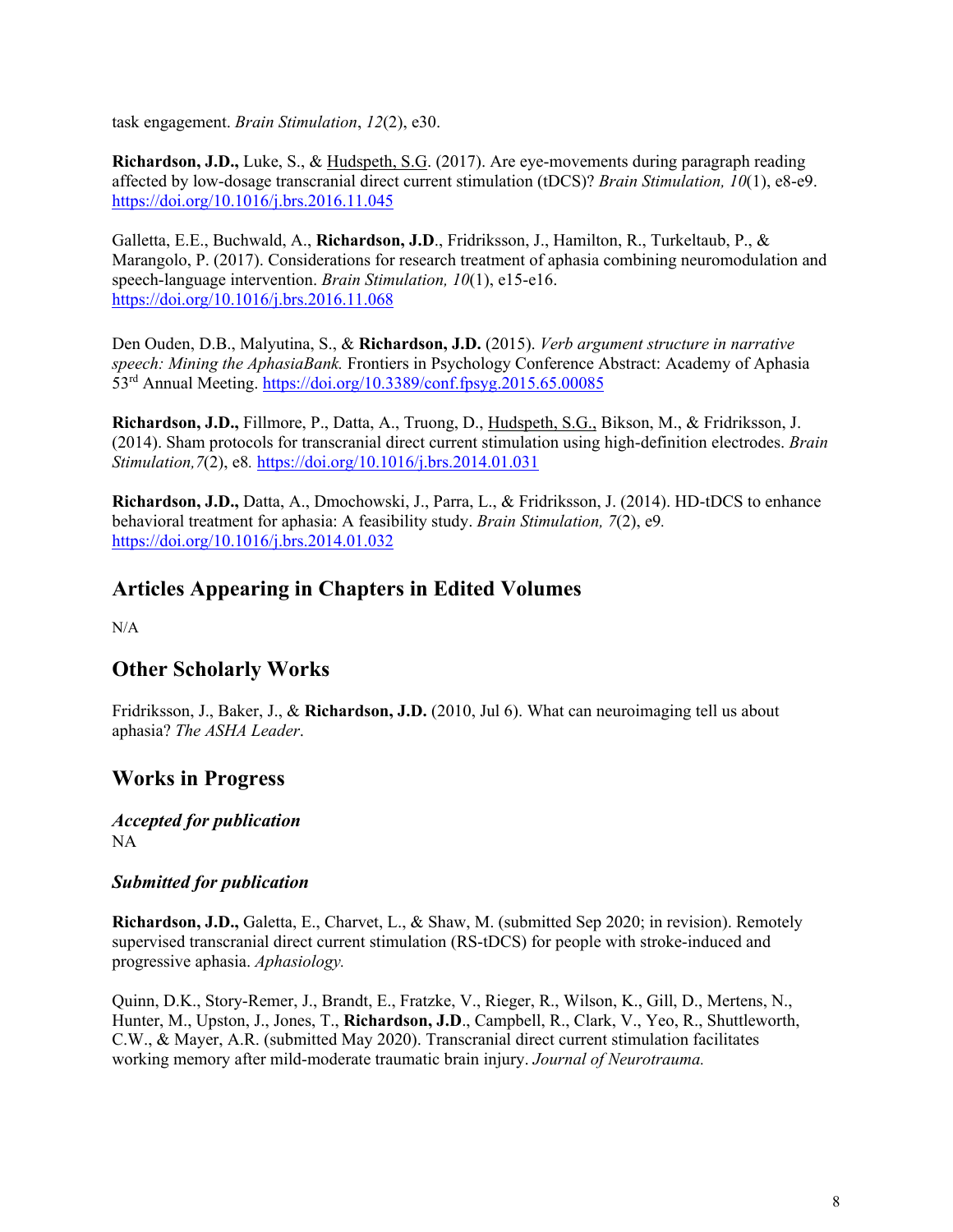task engagement. *Brain Stimulation*, *12*(2), e30.

**Richardson, J.D.,** Luke, S., & Hudspeth, S.G. (2017). Are eye-movements during paragraph reading affected by low-dosage transcranial direct current stimulation (tDCS)? *Brain Stimulation, 10*(1), e8-e9. https://doi.org/10.1016/j.brs.2016.11.045

Galletta, E.E., Buchwald, A., **Richardson, J.D**., Fridriksson, J., Hamilton, R., Turkeltaub, P., & Marangolo, P. (2017). Considerations for research treatment of aphasia combining neuromodulation and speech-language intervention. *Brain Stimulation, 10*(1), e15-e16. https://doi.org/10.1016/j.brs.2016.11.068

Den Ouden, D.B., Malyutina, S., & **Richardson, J.D.** (2015). *Verb argument structure in narrative speech: Mining the AphasiaBank.* Frontiers in Psychology Conference Abstract: Academy of Aphasia 53rd Annual Meeting. https://doi.org/10.3389/conf.fpsyg.2015.65.00085

**Richardson, J.D.,** Fillmore, P., Datta, A., Truong, D., Hudspeth, S.G., Bikson, M., & Fridriksson, J. (2014). Sham protocols for transcranial direct current stimulation using high-definition electrodes. *Brain Stimulation,7*(2), e8. https://doi.org/10.1016/j.brs.2014.01.031

**Richardson, J.D.,** Datta, A., Dmochowski, J., Parra, L., & Fridriksson, J. (2014). HD-tDCS to enhance behavioral treatment for aphasia: A feasibility study. *Brain Stimulation, 7*(2), e9. https://doi.org/10.1016/j.brs.2014.01.032

## Articles Appearing in Chapters in Edited Volumes

N/A

## Other Scholarly Works

Fridriksson, J., Baker, J., & **Richardson, J.D.** (2010, Jul 6). What can neuroimaging tell us about aphasia? *The ASHA Leader*.

## Works in Progress

### *Accepted for publication*

NA

### *Submitted for publication*

**Richardson, J.D.,** Galetta, E., Charvet, L., & Shaw, M. (submitted Sep 2020; in revision). Remotely supervised transcranial direct current stimulation (RS-tDCS) for people with stroke-induced and progressive aphasia. *Aphasiology.*

Quinn, D.K., Story-Remer, J., Brandt, E., Fratzke, V., Rieger, R., Wilson, K., Gill, D., Mertens, N., Hunter, M., Upston, J., Jones, T., **Richardson, J.D**., Campbell, R., Clark, V., Yeo, R., Shuttleworth, C.W., & Mayer, A.R. (submitted May 2020). Transcranial direct current stimulation facilitates working memory after mild-moderate traumatic brain injury. *Journal of Neurotrauma.*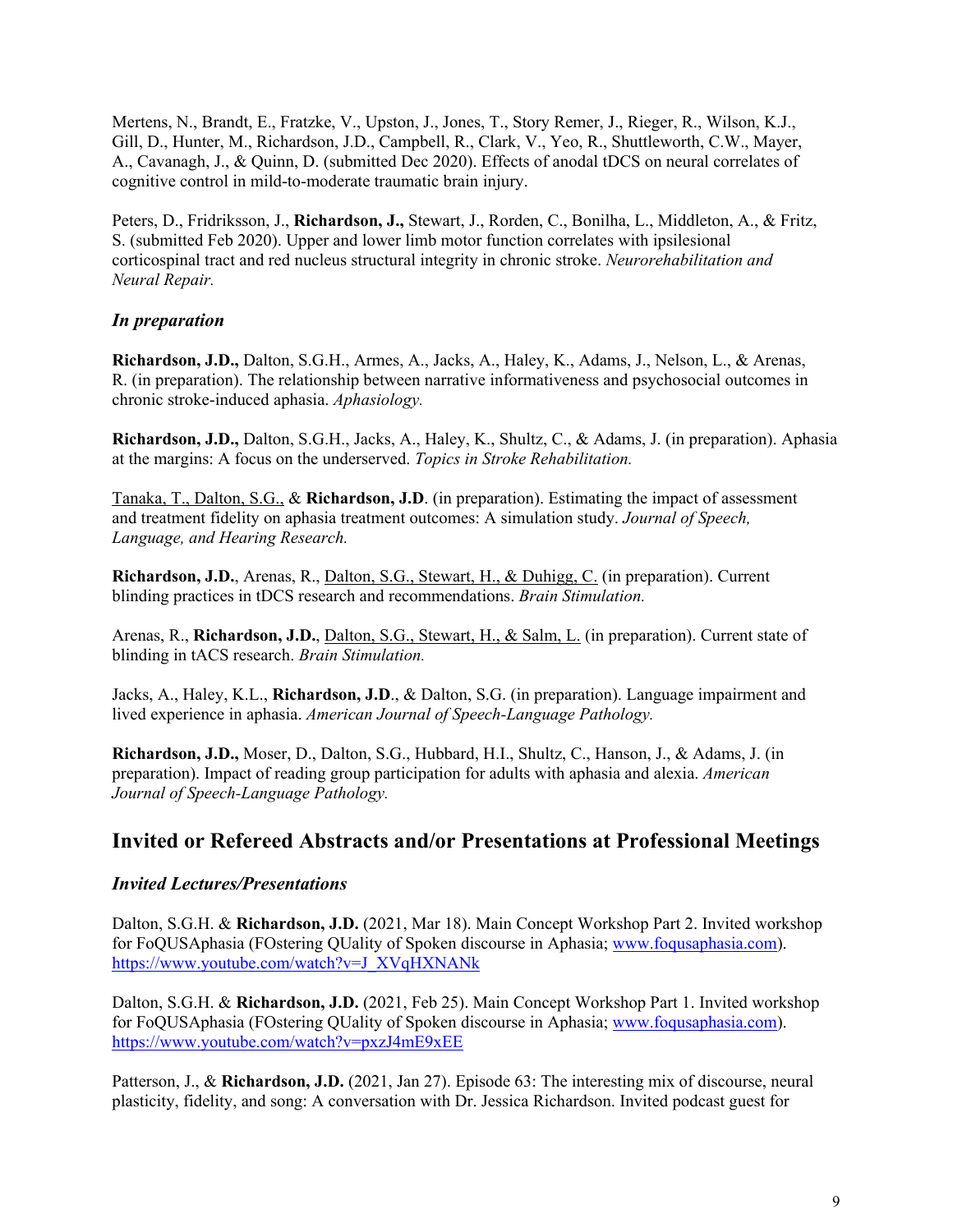Mertens, N., Brandt, E., Fratzke, V., Upston, J., Jones, T., Story Remer, J., Rieger, R., Wilson, K.J., Gill, D., Hunter, M., Richardson, J.D., Campbell, R., Clark, V., Yeo, R., Shuttleworth, C.W., Mayer, A., Cavanagh, J., & Quinn, D. (submitted Dec 2020). Effects of anodal tDCS on neural correlates of cognitive control in mild-to-moderate traumatic brain injury.

Peters, D., Fridriksson, J., **Richardson, J.,** Stewart, J., Rorden, C., Bonilha, L., Middleton, A., & Fritz, S. (submitted Feb 2020). Upper and lower limb motor function correlates with ipsilesional corticospinal tract and red nucleus structural integrity in chronic stroke. *Neurorehabilitation and Neural Repair.*

### *In preparation*

**Richardson, J.D.,** Dalton, S.G.H., Armes, A., Jacks, A., Haley, K., Adams, J., Nelson, L., & Arenas, R. (in preparation). The relationship between narrative informativeness and psychosocial outcomes in chronic stroke-induced aphasia. *Aphasiology.*

**Richardson, J.D.,** Dalton, S.G.H., Jacks, A., Haley, K., Shultz, C., & Adams, J. (in preparation). Aphasia at the margins: A focus on the underserved. *Topics in Stroke Rehabilitation.*

<u>Tanaka, T., Dalton, S.G.,</u> & **Richardson, J.D**. (in preparation). Estimating the impact of assessment and treatment fidelity on aphasia treatment outcomes: A simulation study. *Journal of Speech, Language, and Hearing Research.*

**Richardson, J.D.**, Arenas, R., <u>Dalton, S.G., Stewart, H., & Duhigg, C.</u> (in preparation). Current blinding practices in tDCS research and recommendations. *Brain Stimulation.*

Arenas, R., **Richardson, J.D.**, <u>Dalton, S.G., Stewart, H., & Salm, L.</u> (in preparation). Current state of blinding in tACS research. *Brain Stimulation.*

Jacks, A., Haley, K.L., **Richardson, J.D**., & Dalton, S.G. (in preparation). Language impairment and lived experience in aphasia. *American Journal of Speech-Language Pathology.*

**Richardson, J.D.,** Moser, D., Dalton, S.G., Hubbard, H.I., Shultz, C., Hanson, J., & Adams, J. (in preparation). Impact of reading group participation for adults with aphasia and alexia. *American Journal of Speech-Language Pathology.*

## Invited or Refereed Abstracts and/or Presentations at Professional Meetings

### *Invited Lectures/Presentations*

Dalton, S.G.H. & **Richardson, J.D.** (2021, Mar 18). Main Concept Workshop Part 2. Invited workshop for FoQUSAphasia (FOstering QUality of Spoken discourse in Aphasia; www.foqusaphasia.com). https://www.youtube.com/watch?v=J_XVqHXNANk

Dalton, S.G.H. & **Richardson, J.D.** (2021, Feb 25). Main Concept Workshop Part 1. Invited workshop for FoQUSAphasia (FOstering QUality of Spoken discourse in Aphasia; www.foqusaphasia.com). https://www.youtube.com/watch?v=pxzJ4mE9xEE

Patterson, J., & **Richardson, J.D.** (2021, Jan 27). Episode 63: The interesting mix of discourse, neural plasticity, fidelity, and song: A conversation with Dr. Jessica Richardson. Invited podcast guest for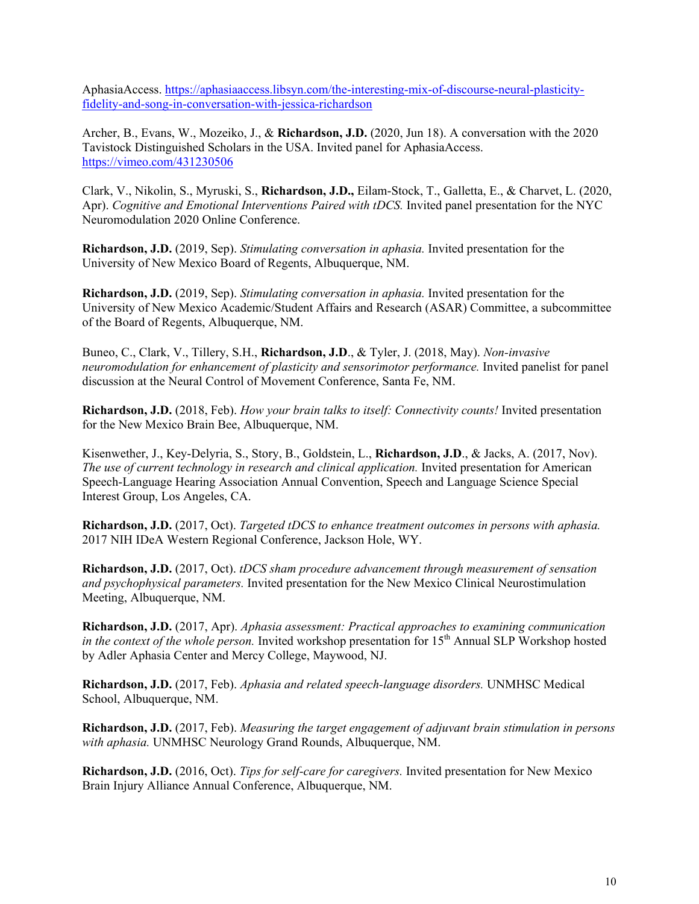AphasiaAccess. https://aphasiaaccess.libsyn.com/the-interesting-mix-of-discourse-neural-plasticity-fidelity-and-song-in-conversation-with-jessica-richardson

Archer, B., Evans, W., Mozeiko, J., & **Richardson, J.D.** (2020, Jun 18). A conversation with the 2020 Tavistock Distinguished Scholars in the USA. Invited panel for AphasiaAccess. https://vimeo.com/431230506

Clark, V., Nikolin, S., Myruski, S., **Richardson, J.D.,** Eilam-Stock, T., Galletta, E., & Charvet, L. (2020, Apr). *Cognitive and Emotional Interventions Paired with tDCS.* Invited panel presentation for the NYC Neuromodulation 2020 Online Conference.

**Richardson, J.D.** (2019, Sep). *Stimulating conversation in aphasia.* Invited presentation for the University of New Mexico Board of Regents, Albuquerque, NM.

**Richardson, J.D.** (2019, Sep). *Stimulating conversation in aphasia.* Invited presentation for the University of New Mexico Academic/Student Affairs and Research (ASAR) Committee, a subcommittee of the Board of Regents, Albuquerque, NM.

Buneo, C., Clark, V., Tillery, S.H., **Richardson, J.D**., & Tyler, J. (2018, May). *Non-invasive neuromodulation for enhancement of plasticity and sensorimotor performance.* Invited panelist for panel discussion at the Neural Control of Movement Conference, Santa Fe, NM.

**Richardson, J.D.** (2018, Feb). *How your brain talks to itself: Connectivity counts!* Invited presentation for the New Mexico Brain Bee, Albuquerque, NM.

Kisenwether, J., Key-Delyria, S., Story, B., Goldstein, L., **Richardson, J.D**., & Jacks, A. (2017, Nov). *The use of current technology in research and clinical application.* Invited presentation for American Speech-Language Hearing Association Annual Convention, Speech and Language Science Special Interest Group, Los Angeles, CA.

**Richardson, J.D.** (2017, Oct). *Targeted tDCS to enhance treatment outcomes in persons with aphasia.* 2017 NIH IDeA Western Regional Conference, Jackson Hole, WY.

**Richardson, J.D.** (2017, Oct). *tDCS sham procedure advancement through measurement of sensation and psychophysical parameters.* Invited presentation for the New Mexico Clinical Neurostimulation Meeting, Albuquerque, NM.

**Richardson, J.D.** (2017, Apr). *Aphasia assessment: Practical approaches to examining communication in the context of the whole person.* Invited workshop presentation for 15th Annual SLP Workshop hosted by Adler Aphasia Center and Mercy College, Maywood, NJ.

**Richardson, J.D.** (2017, Feb). *Aphasia and related speech-language disorders.* UNMHSC Medical School, Albuquerque, NM.

**Richardson, J.D.** (2017, Feb). *Measuring the target engagement of adjuvant brain stimulation in persons with aphasia.* UNMHSC Neurology Grand Rounds, Albuquerque, NM.

**Richardson, J.D.** (2016, Oct). *Tips for self-care for caregivers.* Invited presentation for New Mexico Brain Injury Alliance Annual Conference, Albuquerque, NM.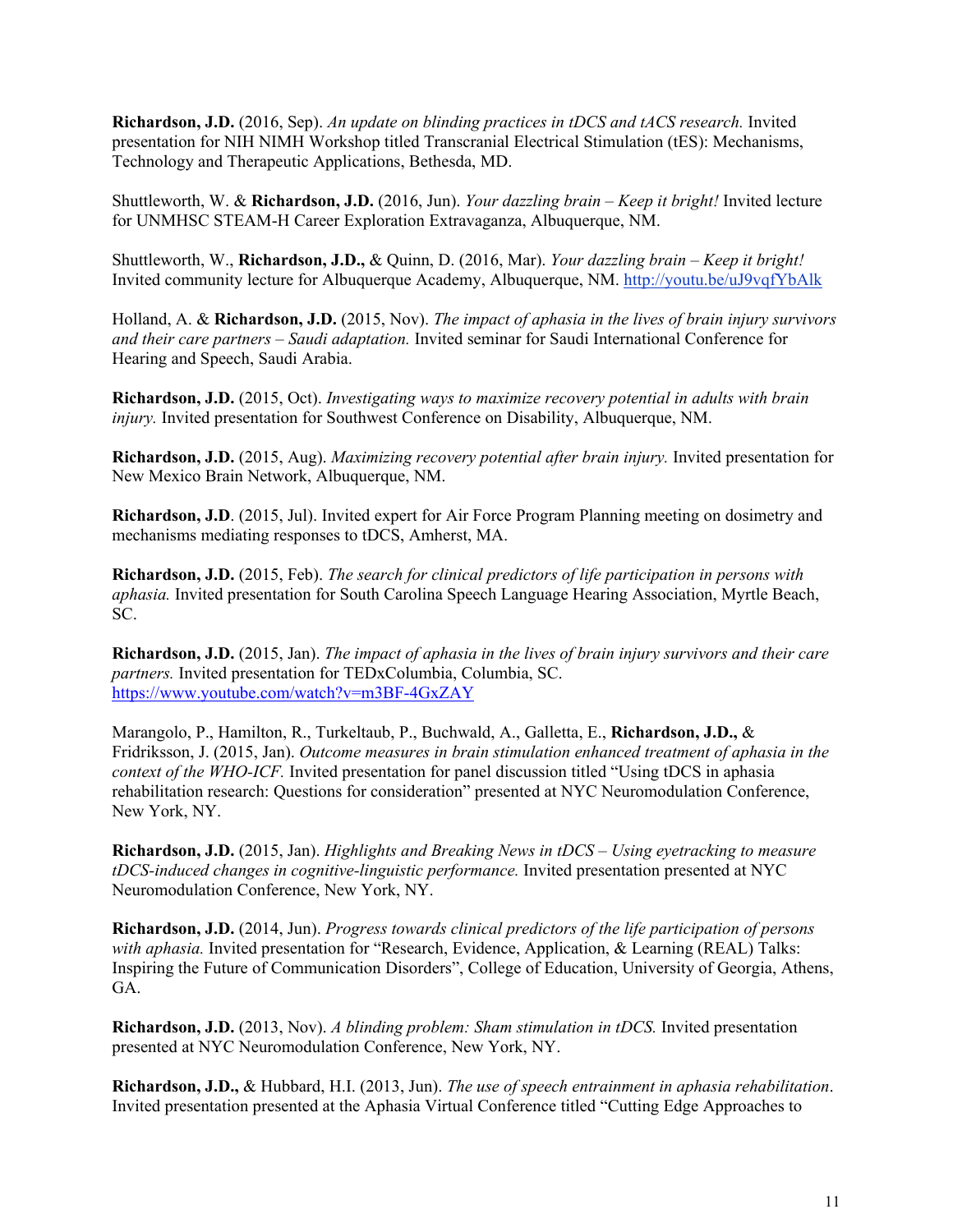**Richardson, J.D.** (2016, Sep). *An update on blinding practices in tDCS and tACS research.* Invited presentation for NIH NIMH Workshop titled Transcranial Electrical Stimulation (tES): Mechanisms, Technology and Therapeutic Applications, Bethesda, MD.

Shuttleworth, W. & **Richardson, J.D.** (2016, Jun). *Your dazzling brain – Keep it bright!* Invited lecture for UNMHSC STEAM-H Career Exploration Extravaganza, Albuquerque, NM.

Shuttleworth, W., **Richardson, J.D.,** & Quinn, D. (2016, Mar). *Your dazzling brain – Keep it bright!* Invited community lecture for Albuquerque Academy, Albuquerque, NM. http://youtu.be/uJ9vqfYbAlk

Holland, A. & **Richardson, J.D.** (2015, Nov). *The impact of aphasia in the lives of brain injury survivors and their care partners – Saudi adaptation.* Invited seminar for Saudi International Conference for Hearing and Speech, Saudi Arabia.

**Richardson, J.D.** (2015, Oct). *Investigating ways to maximize recovery potential in adults with brain injury.* Invited presentation for Southwest Conference on Disability, Albuquerque, NM.

**Richardson, J.D.** (2015, Aug). *Maximizing recovery potential after brain injury.* Invited presentation for New Mexico Brain Network, Albuquerque, NM.

**Richardson, J.D**. (2015, Jul). Invited expert for Air Force Program Planning meeting on dosimetry and mechanisms mediating responses to tDCS, Amherst, MA.

**Richardson, J.D.** (2015, Feb). *The search for clinical predictors of life participation in persons with aphasia.* Invited presentation for South Carolina Speech Language Hearing Association, Myrtle Beach, SC.

**Richardson, J.D.** (2015, Jan). *The impact of aphasia in the lives of brain injury survivors and their care partners.* Invited presentation for TEDxColumbia, Columbia, SC. https://www.youtube.com/watch?v=m3BF-4GxZAY

Marangolo, P., Hamilton, R., Turkeltaub, P., Buchwald, A., Galletta, E., **Richardson, J.D.,** & Fridriksson, J. (2015, Jan). *Outcome measures in brain stimulation enhanced treatment of aphasia in the context of the WHO-ICF.* Invited presentation for panel discussion titled "Using tDCS in aphasia rehabilitation research: Questions for consideration" presented at NYC Neuromodulation Conference, New York, NY.

**Richardson, J.D.** (2015, Jan). *Highlights and Breaking News in tDCS – Using eyetracking to measure tDCS-induced changes in cognitive-linguistic performance.* Invited presentation presented at NYC Neuromodulation Conference, New York, NY.

**Richardson, J.D.** (2014, Jun). *Progress towards clinical predictors of the life participation of persons with aphasia.* Invited presentation for "Research, Evidence, Application, & Learning (REAL) Talks: Inspiring the Future of Communication Disorders", College of Education, University of Georgia, Athens, GA.

**Richardson, J.D.** (2013, Nov). *A blinding problem: Sham stimulation in tDCS.* Invited presentation presented at NYC Neuromodulation Conference, New York, NY.

**Richardson, J.D.,** & Hubbard, H.I. (2013, Jun). *The use of speech entrainment in aphasia rehabilitation*. Invited presentation presented at the Aphasia Virtual Conference titled "Cutting Edge Approaches to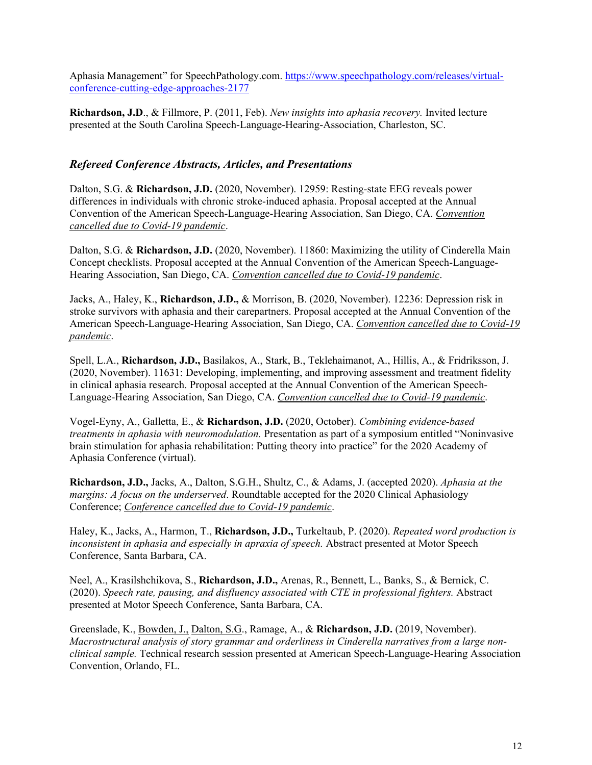Aphasia Management" for SpeechPathology.com. https://www.speechpathology.com/releases/virtual-conference-cutting-edge-approaches-2177

**Richardson, J.D**., & Fillmore, P. (2011, Feb). *New insights into aphasia recovery.* Invited lecture presented at the South Carolina Speech-Language-Hearing-Association, Charleston, SC.

### *Refereed Conference Abstracts, Articles, and Presentations*

Dalton, S.G. & **Richardson, J.D.** (2020, November). 12959: Resting-state EEG reveals power differences in individuals with chronic stroke-induced aphasia. Proposal accepted at the Annual Convention of the American Speech-Language-Hearing Association, San Diego, CA. <u>*Convention cancelled due to Covid-19 pandemic*</u>.

Dalton, S.G. & **Richardson, J.D.** (2020, November). 11860: Maximizing the utility of Cinderella Main Concept checklists. Proposal accepted at the Annual Convention of the American Speech-Language-Hearing Association, San Diego, CA. <u>*Convention cancelled due to Covid-19 pandemic*</u>.

Jacks, A., Haley, K., **Richardson, J.D.,** & Morrison, B. (2020, November). 12236: Depression risk in stroke survivors with aphasia and their carepartners. Proposal accepted at the Annual Convention of the American Speech-Language-Hearing Association, San Diego, CA. <u>*Convention cancelled due to Covid-19 pandemic*</u>.

Spell, L.A., **Richardson, J.D.,** Basilakos, A., Stark, B., Teklehaimanot, A., Hillis, A., & Fridriksson, J. (2020, November). 11631: Developing, implementing, and improving assessment and treatment fidelity in clinical aphasia research. Proposal accepted at the Annual Convention of the American Speech-Language-Hearing Association, San Diego, CA. <u>*Convention cancelled due to Covid-19 pandemic*</u>.

Vogel-Eyny, A., Galletta, E., & **Richardson, J.D.** (2020, October). *Combining evidence-based treatments in aphasia with neuromodulation.* Presentation as part of a symposium entitled "Noninvasive brain stimulation for aphasia rehabilitation: Putting theory into practice" for the 2020 Academy of Aphasia Conference (virtual).

**Richardson, J.D.,** Jacks, A., Dalton, S.G.H., Shultz, C., & Adams, J. (accepted 2020). *Aphasia at the margins: A focus on the underserved*. Roundtable accepted for the 2020 Clinical Aphasiology Conference; <u>*Conference cancelled due to Covid-19 pandemic*</u>.

Haley, K., Jacks, A., Harmon, T., **Richardson, J.D.,** Turkeltaub, P. (2020). *Repeated word production is inconsistent in aphasia and especially in apraxia of speech.* Abstract presented at Motor Speech Conference, Santa Barbara, CA.

Neel, A., Krasilshchikova, S., **Richardson, J.D.,** Arenas, R., Bennett, L., Banks, S., & Bernick, C. (2020). *Speech rate, pausing, and disfluency associated with CTE in professional fighters.* Abstract presented at Motor Speech Conference, Santa Barbara, CA.

Greenslade, K., <u>Bowden, J.,</u> <u>Dalton, S.G</u>., Ramage, A., & **Richardson, J.D.** (2019, November). *Macrostructural analysis of story grammar and orderliness in Cinderella narratives from a large non-clinical sample.* Technical research session presented at American Speech-Language-Hearing Association Convention, Orlando, FL.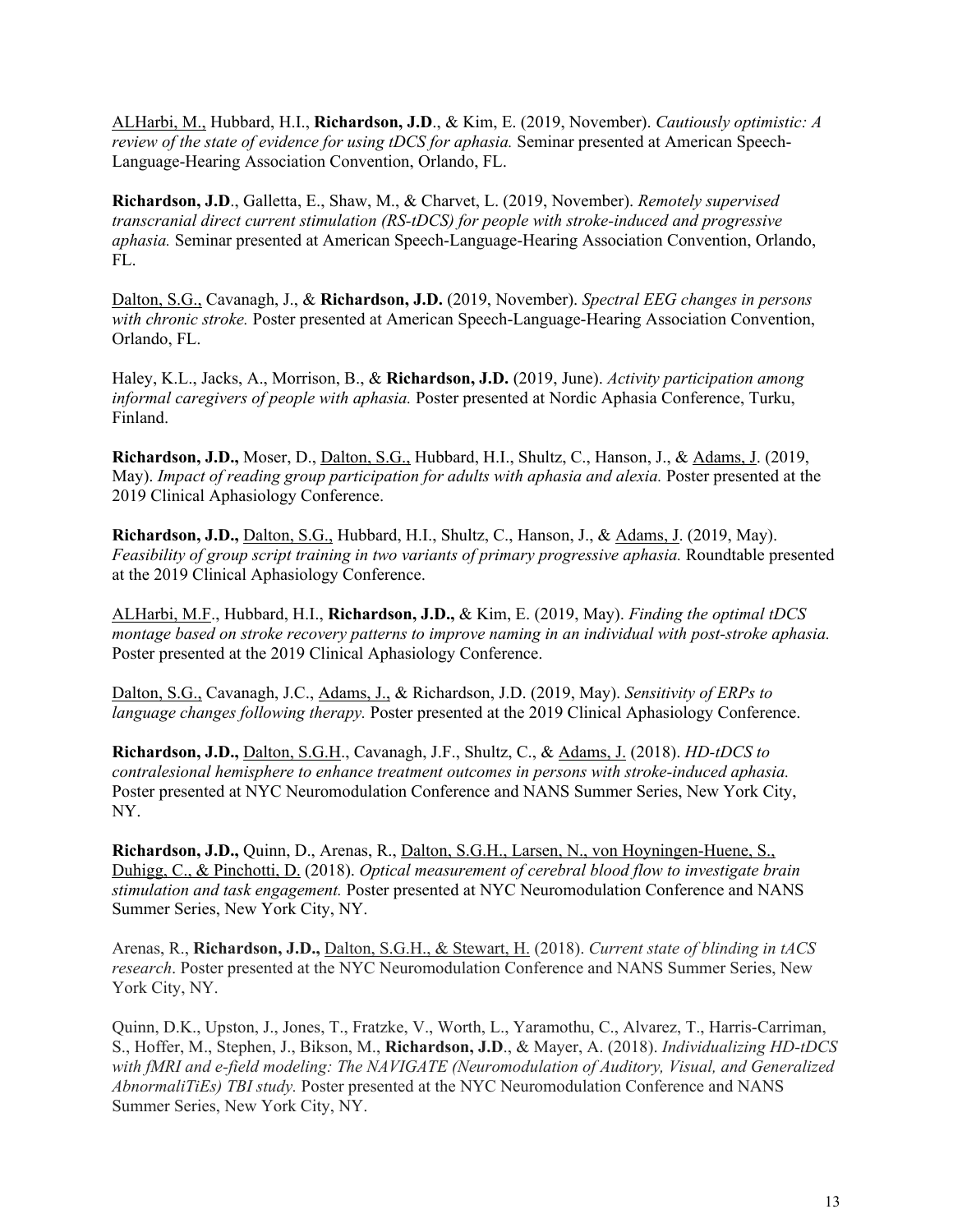<u>ALHarbi, M.,</u> Hubbard, H.I., **Richardson, J.D**., & Kim, E. (2019, November). *Cautiously optimistic: A review of the state of evidence for using tDCS for aphasia.* Seminar presented at American Speech-Language-Hearing Association Convention, Orlando, FL.

**Richardson, J.D**., Galletta, E., Shaw, M., & Charvet, L. (2019, November). *Remotely supervised transcranial direct current stimulation (RS-tDCS) for people with stroke-induced and progressive aphasia.* Seminar presented at American Speech-Language-Hearing Association Convention, Orlando, FL.

<u>Dalton, S.G.,</u> Cavanagh, J., & **Richardson, J.D.** (2019, November). *Spectral EEG changes in persons with chronic stroke.* Poster presented at American Speech-Language-Hearing Association Convention, Orlando, FL.

Haley, K.L., Jacks, A., Morrison, B., & **Richardson, J.D.** (2019, June). *Activity participation among informal caregivers of people with aphasia.* Poster presented at Nordic Aphasia Conference, Turku, Finland.

**Richardson, J.D.,** Moser, D., <u>Dalton, S.G.,</u> Hubbard, H.I., Shultz, C., Hanson, J., & <u>Adams, J</u>. (2019, May). *Impact of reading group participation for adults with aphasia and alexia.* Poster presented at the 2019 Clinical Aphasiology Conference.

**Richardson, J.D.,** <u>Dalton, S.G.,</u> Hubbard, H.I., Shultz, C., Hanson, J., & <u>Adams, J</u>. (2019, May). *Feasibility of group script training in two variants of primary progressive aphasia.* Roundtable presented at the 2019 Clinical Aphasiology Conference.

<u>ALHarbi, M.F</u>., Hubbard, H.I., **Richardson, J.D.,** & Kim, E. (2019, May). *Finding the optimal tDCS montage based on stroke recovery patterns to improve naming in an individual with post-stroke aphasia.* Poster presented at the 2019 Clinical Aphasiology Conference.

<u>Dalton, S.G.,</u> Cavanagh, J.C., <u>Adams, J.,</u> & Richardson, J.D. (2019, May). *Sensitivity of ERPs to language changes following therapy.* Poster presented at the 2019 Clinical Aphasiology Conference.

**Richardson, J.D.,** <u>Dalton, S.G.H</u>., Cavanagh, J.F., Shultz, C., & <u>Adams, J.</u> (2018). *HD-tDCS to contralesional hemisphere to enhance treatment outcomes in persons with stroke-induced aphasia.* Poster presented at NYC Neuromodulation Conference and NANS Summer Series, New York City, NY.

**Richardson, J.D.,** Quinn, D., Arenas, R., <u>Dalton, S.G.H., Larsen, N., von Hoyningen-Huene, S., Duhigg, C., & Pinchotti, D.</u> (2018). *Optical measurement of cerebral blood flow to investigate brain stimulation and task engagement.* Poster presented at NYC Neuromodulation Conference and NANS Summer Series, New York City, NY.

Arenas, R., **Richardson, J.D.,** <u>Dalton, S.G.H., & Stewart, H.</u> (2018). *Current state of blinding in tACS research*. Poster presented at the NYC Neuromodulation Conference and NANS Summer Series, New York City, NY.

Quinn, D.K., Upston, J., Jones, T., Fratzke, V., Worth, L., Yaramothu, C., Alvarez, T., Harris-Carriman, S., Hoffer, M., Stephen, J., Bikson, M., **Richardson, J.D**., & Mayer, A. (2018). *Individualizing HD-tDCS with fMRI and e-field modeling: The NAVIGATE (Neuromodulation of Auditory, Visual, and Generalized AbnormaliTiEs) TBI study.* Poster presented at the NYC Neuromodulation Conference and NANS Summer Series, New York City, NY.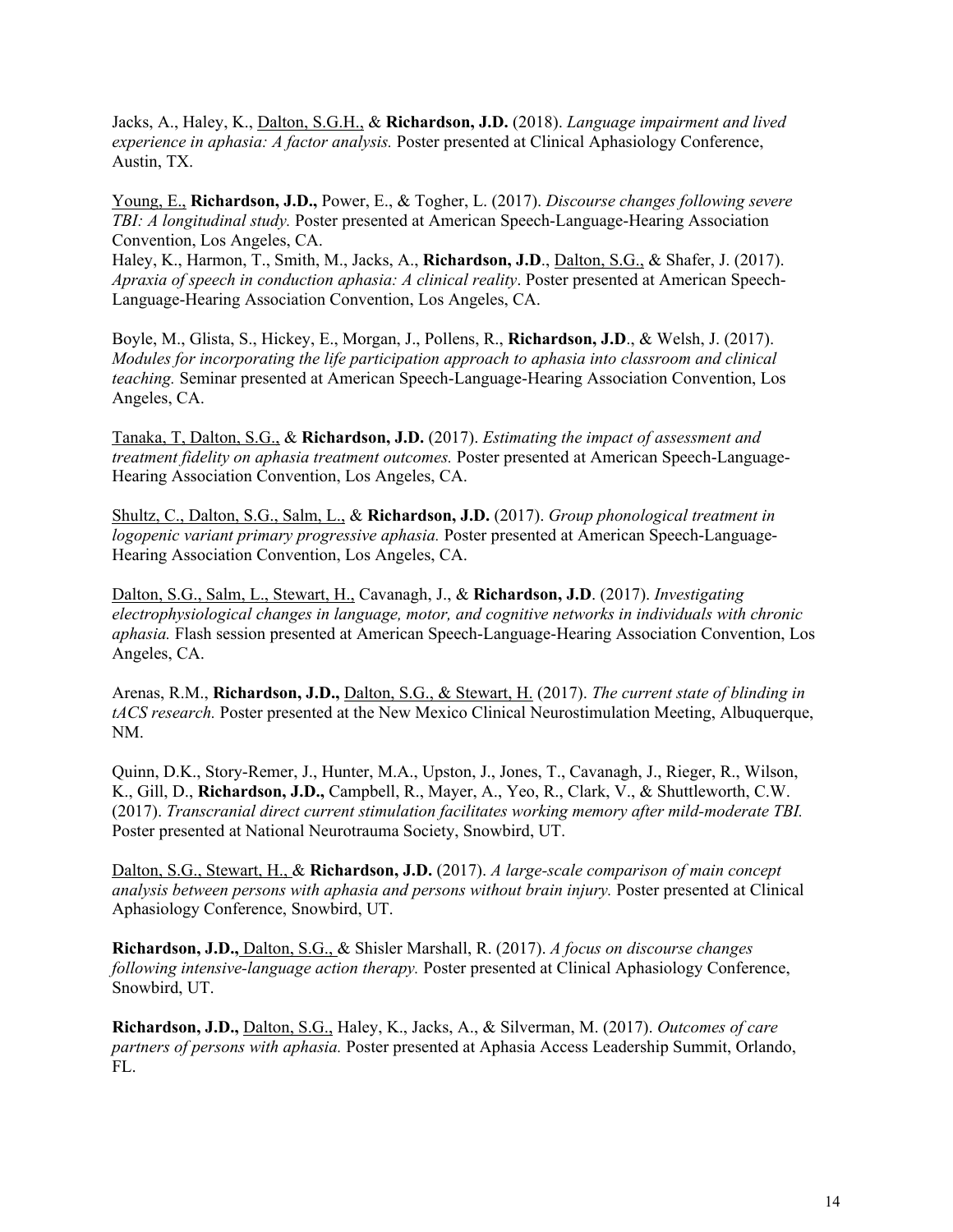Jacks, A., Haley, K., <u>Dalton, S.G.H.,</u> & **Richardson, J.D.** (2018). *Language impairment and lived experience in aphasia: A factor analysis.* Poster presented at Clinical Aphasiology Conference, Austin, TX.

<u>Young, E.,</u> **Richardson, J.D.,** Power, E., & Togher, L. (2017). *Discourse changes following severe TBI: A longitudinal study.* Poster presented at American Speech-Language-Hearing Association Convention, Los Angeles, CA.
Haley, K., Harmon, T., Smith, M., Jacks, A., **Richardson, J.D**., <u>Dalton, S.G.,</u> & Shafer, J. (2017). *Apraxia of speech in conduction aphasia: A clinical reality*. Poster presented at American Speech-Language-Hearing Association Convention, Los Angeles, CA.

Boyle, M., Glista, S., Hickey, E., Morgan, J., Pollens, R., **Richardson, J.D**., & Welsh, J. (2017). *Modules for incorporating the life participation approach to aphasia into classroom and clinical teaching.* Seminar presented at American Speech-Language-Hearing Association Convention, Los Angeles, CA.

<u>Tanaka, T, Dalton, S.G.,</u> & **Richardson, J.D.** (2017). *Estimating the impact of assessment and treatment fidelity on aphasia treatment outcomes.* Poster presented at American Speech-Language-Hearing Association Convention, Los Angeles, CA.

<u>Shultz, C., Dalton, S.G., Salm, L.,</u> & **Richardson, J.D.** (2017). *Group phonological treatment in logopenic variant primary progressive aphasia.* Poster presented at American Speech-Language-Hearing Association Convention, Los Angeles, CA.

<u>Dalton, S.G., Salm, L., Stewart, H.,</u> Cavanagh, J., & **Richardson, J.D**. (2017). *Investigating electrophysiological changes in language, motor, and cognitive networks in individuals with chronic aphasia.* Flash session presented at American Speech-Language-Hearing Association Convention, Los Angeles, CA.

Arenas, R.M., **Richardson, J.D.,** <u>Dalton, S.G., & Stewart, H.</u> (2017). *The current state of blinding in tACS research.* Poster presented at the New Mexico Clinical Neurostimulation Meeting, Albuquerque, NM.

Quinn, D.K., Story-Remer, J., Hunter, M.A., Upston, J., Jones, T., Cavanagh, J., Rieger, R., Wilson, K., Gill, D., **Richardson, J.D.,** Campbell, R., Mayer, A., Yeo, R., Clark, V., & Shuttleworth, C.W. (2017). *Transcranial direct current stimulation facilitates working memory after mild-moderate TBI.* Poster presented at National Neurotrauma Society, Snowbird, UT.

<u>Dalton, S.G., Stewart, H.,</u> & **Richardson, J.D.** (2017). *A large-scale comparison of main concept analysis between persons with aphasia and persons without brain injury.* Poster presented at Clinical Aphasiology Conference, Snowbird, UT.

**Richardson, J.D.,** <u>Dalton, S.G.,</u> & Shisler Marshall, R. (2017). *A focus on discourse changes following intensive-language action therapy.* Poster presented at Clinical Aphasiology Conference, Snowbird, UT.

**Richardson, J.D.,** <u>Dalton, S.G.,</u> Haley, K., Jacks, A., & Silverman, M. (2017). *Outcomes of care partners of persons with aphasia.* Poster presented at Aphasia Access Leadership Summit, Orlando, FL.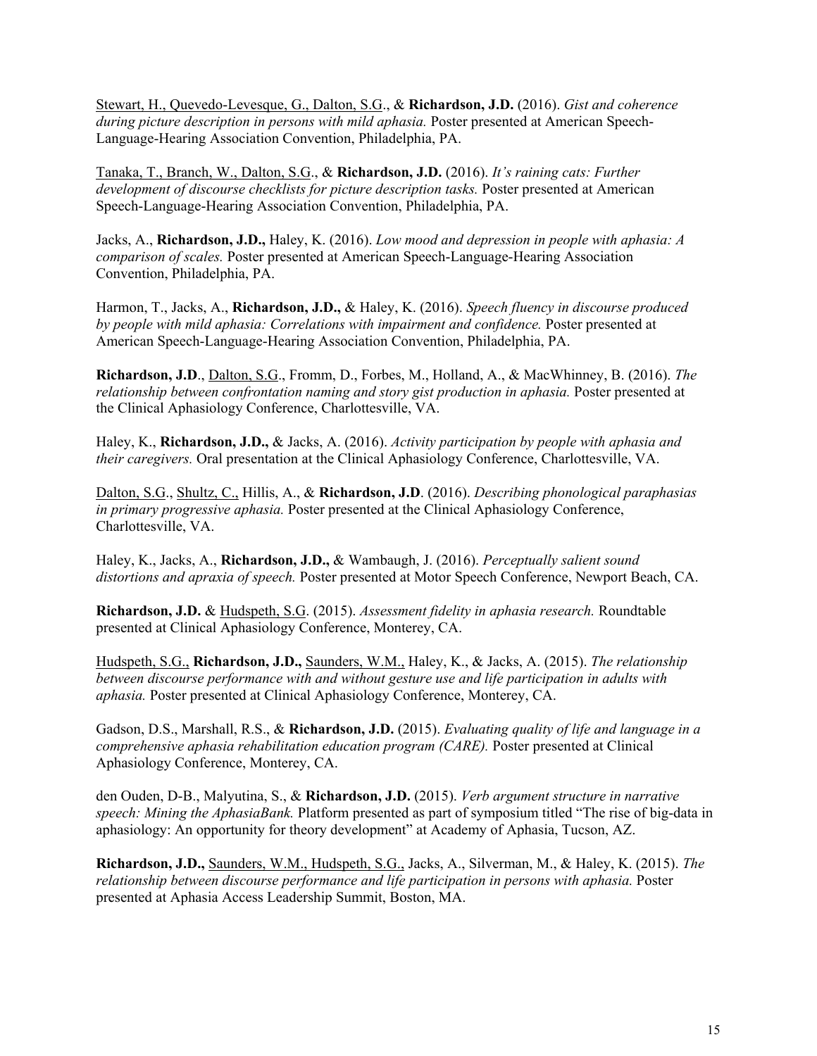Stewart, H., Quevedo-Levesque, G., Dalton, S.G., & **Richardson, J.D.** (2016). *Gist and coherence during picture description in persons with mild aphasia.* Poster presented at American Speech-Language-Hearing Association Convention, Philadelphia, PA.

Tanaka, T., Branch, W., Dalton, S.G., & **Richardson, J.D.** (2016). *It's raining cats: Further development of discourse checklists for picture description tasks.* Poster presented at American Speech-Language-Hearing Association Convention, Philadelphia, PA.

Jacks, A., **Richardson, J.D.,** Haley, K. (2016). *Low mood and depression in people with aphasia: A comparison of scales.* Poster presented at American Speech-Language-Hearing Association Convention, Philadelphia, PA.

Harmon, T., Jacks, A., **Richardson, J.D.,** & Haley, K. (2016). *Speech fluency in discourse produced by people with mild aphasia: Correlations with impairment and confidence.* Poster presented at American Speech-Language-Hearing Association Convention, Philadelphia, PA.

**Richardson, J.D**., Dalton, S.G., Fromm, D., Forbes, M., Holland, A., & MacWhinney, B. (2016). *The relationship between confrontation naming and story gist production in aphasia.* Poster presented at the Clinical Aphasiology Conference, Charlottesville, VA.

Haley, K., **Richardson, J.D.,** & Jacks, A. (2016). *Activity participation by people with aphasia and their caregivers.* Oral presentation at the Clinical Aphasiology Conference, Charlottesville, VA.

Dalton, S.G., Shultz, C., Hillis, A., & **Richardson, J.D**. (2016). *Describing phonological paraphasias in primary progressive aphasia.* Poster presented at the Clinical Aphasiology Conference, Charlottesville, VA.

Haley, K., Jacks, A., **Richardson, J.D.,** & Wambaugh, J. (2016). *Perceptually salient sound distortions and apraxia of speech.* Poster presented at Motor Speech Conference, Newport Beach, CA.

**Richardson, J.D.** & Hudspeth, S.G. (2015). *Assessment fidelity in aphasia research.* Roundtable presented at Clinical Aphasiology Conference, Monterey, CA.

Hudspeth, S.G., **Richardson, J.D.,** Saunders, W.M., Haley, K., & Jacks, A. (2015). *The relationship between discourse performance with and without gesture use and life participation in adults with aphasia.* Poster presented at Clinical Aphasiology Conference, Monterey, CA.

Gadson, D.S., Marshall, R.S., & **Richardson, J.D.** (2015). *Evaluating quality of life and language in a comprehensive aphasia rehabilitation education program (CARE).* Poster presented at Clinical Aphasiology Conference, Monterey, CA.

den Ouden, D-B., Malyutina, S., & **Richardson, J.D.** (2015). *Verb argument structure in narrative speech: Mining the AphasiaBank.* Platform presented as part of symposium titled "The rise of big-data in aphasiology: An opportunity for theory development" at Academy of Aphasia, Tucson, AZ.

**Richardson, J.D.,** Saunders, W.M., Hudspeth, S.G., Jacks, A., Silverman, M., & Haley, K. (2015). *The relationship between discourse performance and life participation in persons with aphasia.* Poster presented at Aphasia Access Leadership Summit, Boston, MA.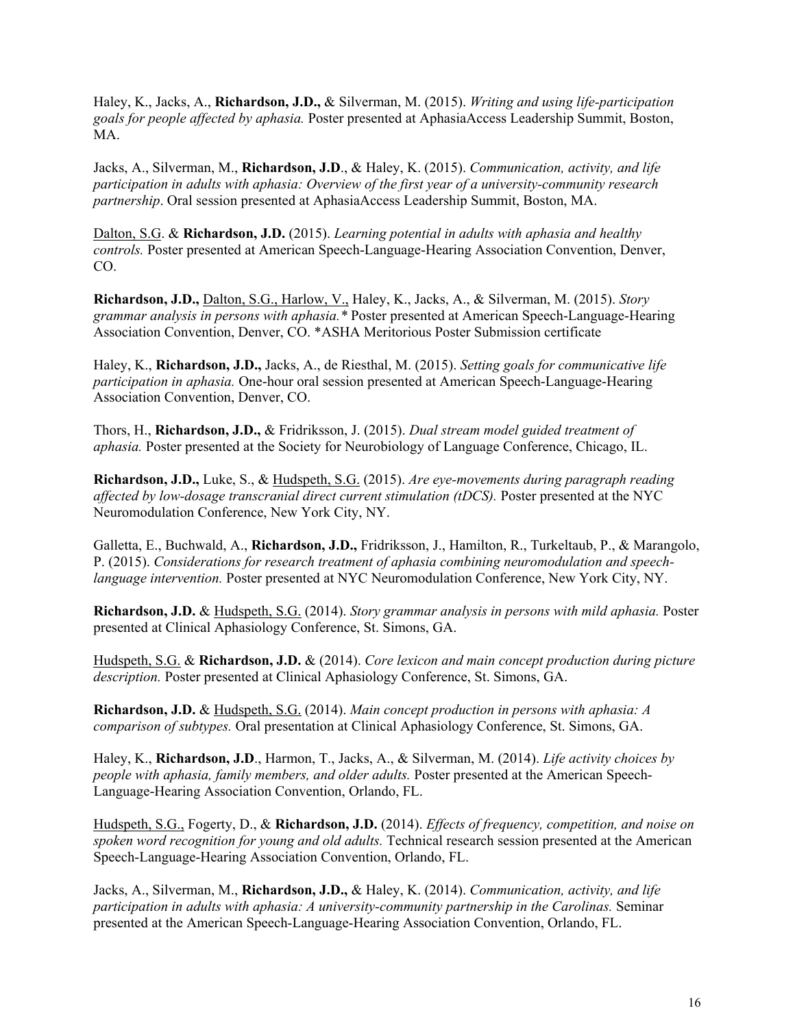Haley, K., Jacks, A., **Richardson, J.D.,** & Silverman, M. (2015). *Writing and using life-participation goals for people affected by aphasia.* Poster presented at AphasiaAccess Leadership Summit, Boston, MA.

Jacks, A., Silverman, M., **Richardson, J.D**., & Haley, K. (2015). *Communication, activity, and life participation in adults with aphasia: Overview of the first year of a university-community research partnership*. Oral session presented at AphasiaAccess Leadership Summit, Boston, MA.

<u>Dalton, S.G</u>. & **Richardson, J.D.** (2015). *Learning potential in adults with aphasia and healthy controls.* Poster presented at American Speech-Language-Hearing Association Convention, Denver, CO.

**Richardson, J.D.,** <u>Dalton, S.G., Harlow, V.,</u> Haley, K., Jacks, A., & Silverman, M. (2015). *Story grammar analysis in persons with aphasia.\** Poster presented at American Speech-Language-Hearing Association Convention, Denver, CO. \*ASHA Meritorious Poster Submission certificate

Haley, K., **Richardson, J.D.,** Jacks, A., de Riesthal, M. (2015). *Setting goals for communicative life participation in aphasia.* One-hour oral session presented at American Speech-Language-Hearing Association Convention, Denver, CO.

Thors, H., **Richardson, J.D.,** & Fridriksson, J. (2015). *Dual stream model guided treatment of aphasia.* Poster presented at the Society for Neurobiology of Language Conference, Chicago, IL.

**Richardson, J.D.,** Luke, S., & <u>Hudspeth, S.G.</u> (2015). *Are eye-movements during paragraph reading affected by low-dosage transcranial direct current stimulation (tDCS).* Poster presented at the NYC Neuromodulation Conference, New York City, NY.

Galletta, E., Buchwald, A., **Richardson, J.D.,** Fridriksson, J., Hamilton, R., Turkeltaub, P., & Marangolo, P. (2015). *Considerations for research treatment of aphasia combining neuromodulation and speech-language intervention.* Poster presented at NYC Neuromodulation Conference, New York City, NY.

**Richardson, J.D.** & <u>Hudspeth, S.G.</u> (2014). *Story grammar analysis in persons with mild aphasia.* Poster presented at Clinical Aphasiology Conference, St. Simons, GA.

<u>Hudspeth, S.G.</u> & **Richardson, J.D.** & (2014). *Core lexicon and main concept production during picture description.* Poster presented at Clinical Aphasiology Conference, St. Simons, GA.

**Richardson, J.D.** & <u>Hudspeth, S.G.</u> (2014). *Main concept production in persons with aphasia: A comparison of subtypes.* Oral presentation at Clinical Aphasiology Conference, St. Simons, GA.

Haley, K., **Richardson, J.D**., Harmon, T., Jacks, A., & Silverman, M. (2014). *Life activity choices by people with aphasia, family members, and older adults.* Poster presented at the American Speech-Language-Hearing Association Convention, Orlando, FL.

<u>Hudspeth, S.G.,</u> Fogerty, D., & **Richardson, J.D.** (2014). *Effects of frequency, competition, and noise on spoken word recognition for young and old adults.* Technical research session presented at the American Speech-Language-Hearing Association Convention, Orlando, FL.

Jacks, A., Silverman, M., **Richardson, J.D.,** & Haley, K. (2014). *Communication, activity, and life participation in adults with aphasia: A university-community partnership in the Carolinas.* Seminar presented at the American Speech-Language-Hearing Association Convention, Orlando, FL.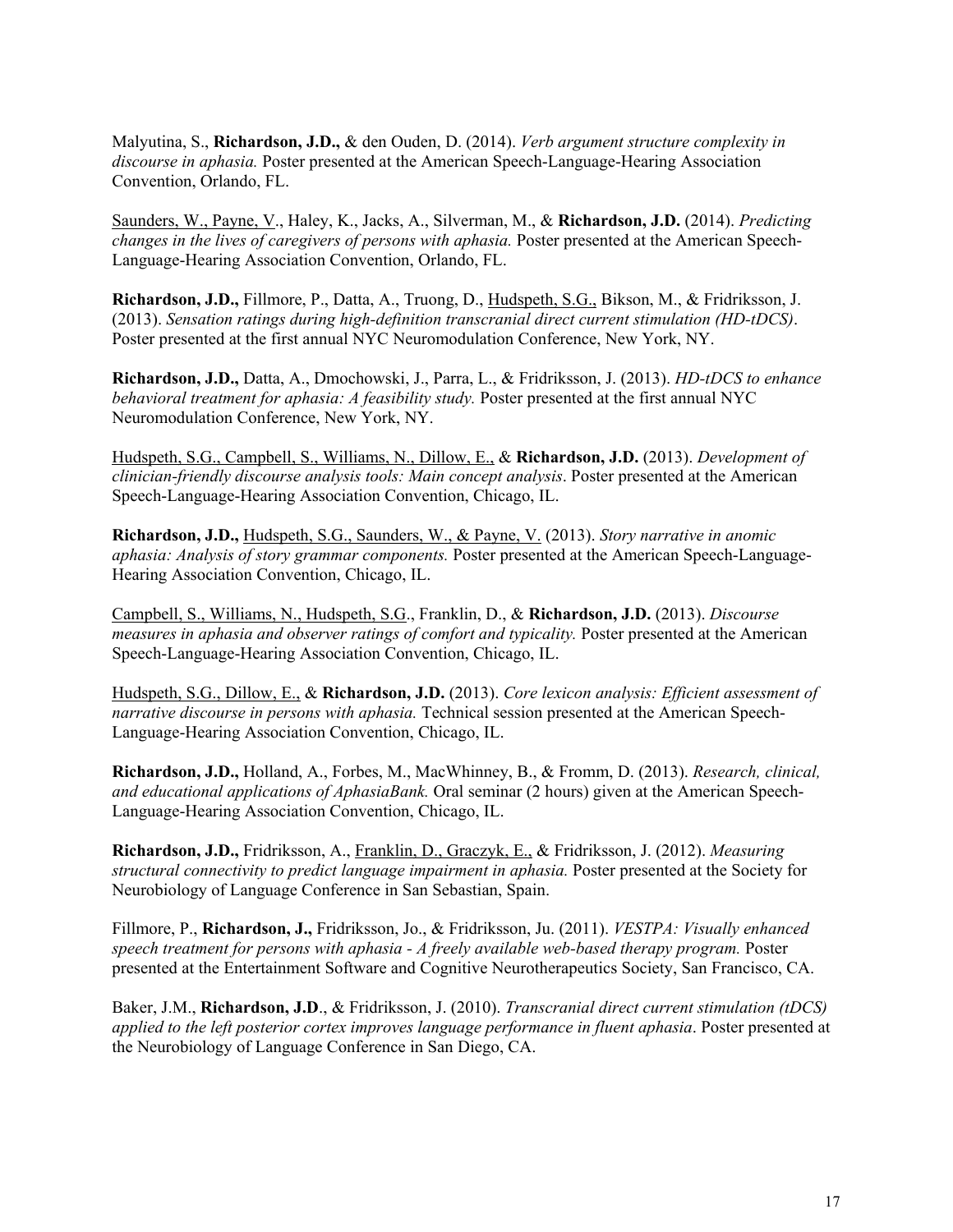Malyutina, S., **Richardson, J.D.,** & den Ouden, D. (2014). *Verb argument structure complexity in discourse in aphasia.* Poster presented at the American Speech-Language-Hearing Association Convention, Orlando, FL.

<u>Saunders, W., Payne, V</u>., Haley, K., Jacks, A., Silverman, M., & **Richardson, J.D.** (2014). *Predicting changes in the lives of caregivers of persons with aphasia.* Poster presented at the American Speech-Language-Hearing Association Convention, Orlando, FL.

**Richardson, J.D.,** Fillmore, P., Datta, A., Truong, D., <u>Hudspeth, S.G.,</u> Bikson, M., & Fridriksson, J. (2013). *Sensation ratings during high-definition transcranial direct current stimulation (HD-tDCS)*. Poster presented at the first annual NYC Neuromodulation Conference, New York, NY.

**Richardson, J.D.,** Datta, A., Dmochowski, J., Parra, L., & Fridriksson, J. (2013). *HD-tDCS to enhance behavioral treatment for aphasia: A feasibility study.* Poster presented at the first annual NYC Neuromodulation Conference, New York, NY.

<u>Hudspeth, S.G., Campbell, S., Williams, N., Dillow, E.,</u> & **Richardson, J.D.** (2013). *Development of clinician-friendly discourse analysis tools: Main concept analysis*. Poster presented at the American Speech-Language-Hearing Association Convention, Chicago, IL.

**Richardson, J.D.,** <u>Hudspeth, S.G., Saunders, W., & Payne, V.</u> (2013). *Story narrative in anomic aphasia: Analysis of story grammar components.* Poster presented at the American Speech-Language-Hearing Association Convention, Chicago, IL.

<u>Campbell, S., Williams, N., Hudspeth, S.G</u>., Franklin, D., & **Richardson, J.D.** (2013). *Discourse measures in aphasia and observer ratings of comfort and typicality.* Poster presented at the American Speech-Language-Hearing Association Convention, Chicago, IL.

<u>Hudspeth, S.G., Dillow, E.,</u> & **Richardson, J.D.** (2013). *Core lexicon analysis: Efficient assessment of narrative discourse in persons with aphasia.* Technical session presented at the American Speech-Language-Hearing Association Convention, Chicago, IL.

**Richardson, J.D.,** Holland, A., Forbes, M., MacWhinney, B., & Fromm, D. (2013). *Research, clinical, and educational applications of AphasiaBank.* Oral seminar (2 hours) given at the American Speech-Language-Hearing Association Convention, Chicago, IL.

**Richardson, J.D.,** Fridriksson, A., <u>Franklin, D., Graczyk, E.,</u> & Fridriksson, J. (2012). *Measuring structural connectivity to predict language impairment in aphasia.* Poster presented at the Society for Neurobiology of Language Conference in San Sebastian, Spain.

Fillmore, P., **Richardson, J.,** Fridriksson, Jo., & Fridriksson, Ju. (2011). *VESTPA: Visually enhanced speech treatment for persons with aphasia - A freely available web-based therapy program.* Poster presented at the Entertainment Software and Cognitive Neurotherapeutics Society, San Francisco, CA.

Baker, J.M., **Richardson, J.D**., & Fridriksson, J. (2010). *Transcranial direct current stimulation (tDCS) applied to the left posterior cortex improves language performance in fluent aphasia*. Poster presented at the Neurobiology of Language Conference in San Diego, CA.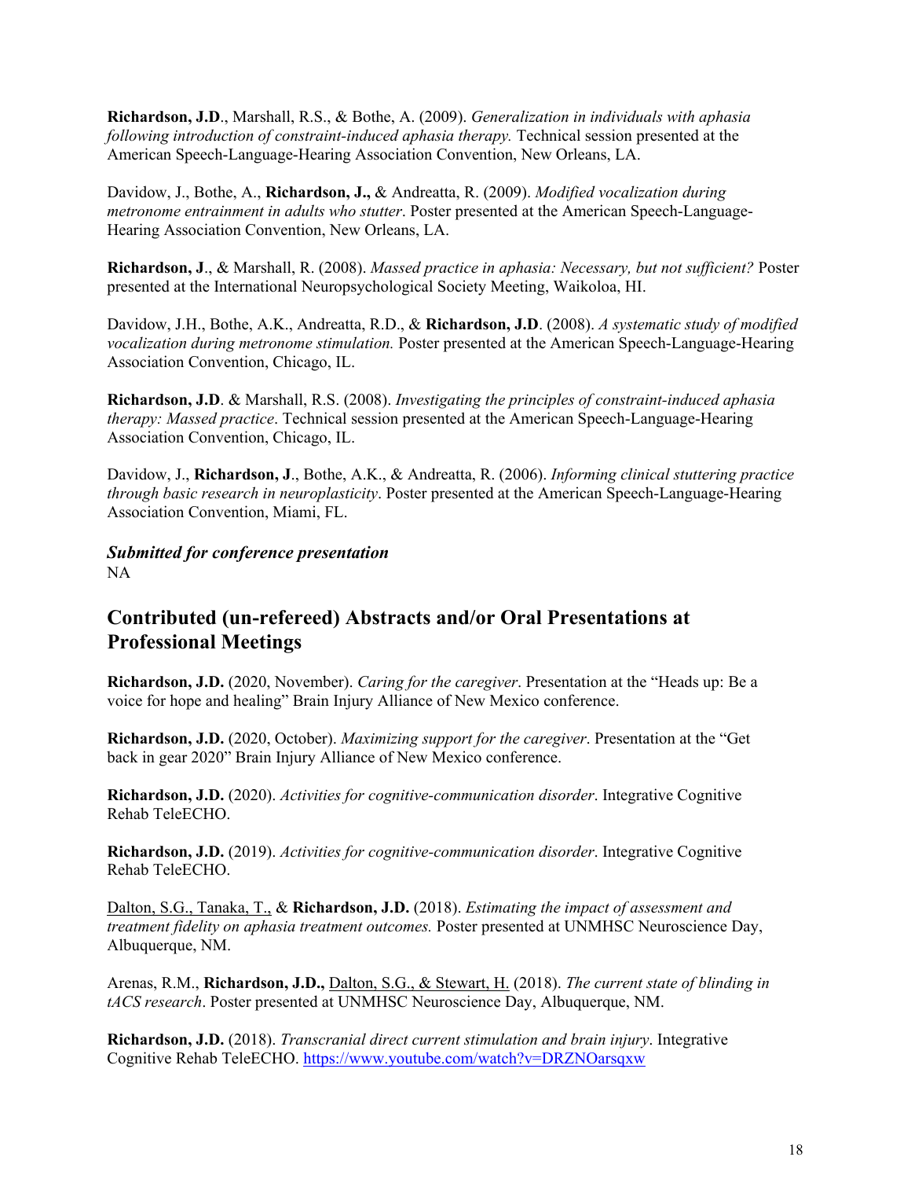**Richardson, J.D**., Marshall, R.S., & Bothe, A. (2009). *Generalization in individuals with aphasia following introduction of constraint-induced aphasia therapy.* Technical session presented at the American Speech-Language-Hearing Association Convention, New Orleans, LA.

Davidow, J., Bothe, A., **Richardson, J.,** & Andreatta, R. (2009). *Modified vocalization during metronome entrainment in adults who stutter*. Poster presented at the American Speech-Language-Hearing Association Convention, New Orleans, LA.

**Richardson, J**., & Marshall, R. (2008). *Massed practice in aphasia: Necessary, but not sufficient?* Poster presented at the International Neuropsychological Society Meeting, Waikoloa, HI.

Davidow, J.H., Bothe, A.K., Andreatta, R.D., & **Richardson, J.D**. (2008). *A systematic study of modified vocalization during metronome stimulation.* Poster presented at the American Speech-Language-Hearing Association Convention, Chicago, IL.

**Richardson, J.D**. & Marshall, R.S. (2008). *Investigating the principles of constraint-induced aphasia therapy: Massed practice*. Technical session presented at the American Speech-Language-Hearing Association Convention, Chicago, IL.

Davidow, J., **Richardson, J**., Bothe, A.K., & Andreatta, R. (2006). *Informing clinical stuttering practice through basic research in neuroplasticity*. Poster presented at the American Speech-Language-Hearing Association Convention, Miami, FL.

***Submitted for conference presentation***
NA

## Contributed (un-refereed) Abstracts and/or Oral Presentations at Professional Meetings

**Richardson, J.D.** (2020, November). *Caring for the caregiver*. Presentation at the "Heads up: Be a voice for hope and healing" Brain Injury Alliance of New Mexico conference.

**Richardson, J.D.** (2020, October). *Maximizing support for the caregiver*. Presentation at the "Get back in gear 2020" Brain Injury Alliance of New Mexico conference.

**Richardson, J.D.** (2020). *Activities for cognitive-communication disorder*. Integrative Cognitive Rehab TeleECHO.

**Richardson, J.D.** (2019). *Activities for cognitive-communication disorder*. Integrative Cognitive Rehab TeleECHO.

Dalton, S.G., Tanaka, T., & **Richardson, J.D.** (2018). *Estimating the impact of assessment and treatment fidelity on aphasia treatment outcomes.* Poster presented at UNMHSC Neuroscience Day, Albuquerque, NM.

Arenas, R.M., **Richardson, J.D.,** Dalton, S.G., & Stewart, H. (2018). *The current state of blinding in tACS research*. Poster presented at UNMHSC Neuroscience Day, Albuquerque, NM.

**Richardson, J.D.** (2018). *Transcranial direct current stimulation and brain injury*. Integrative Cognitive Rehab TeleECHO. https://www.youtube.com/watch?v=DRZNOarsqxw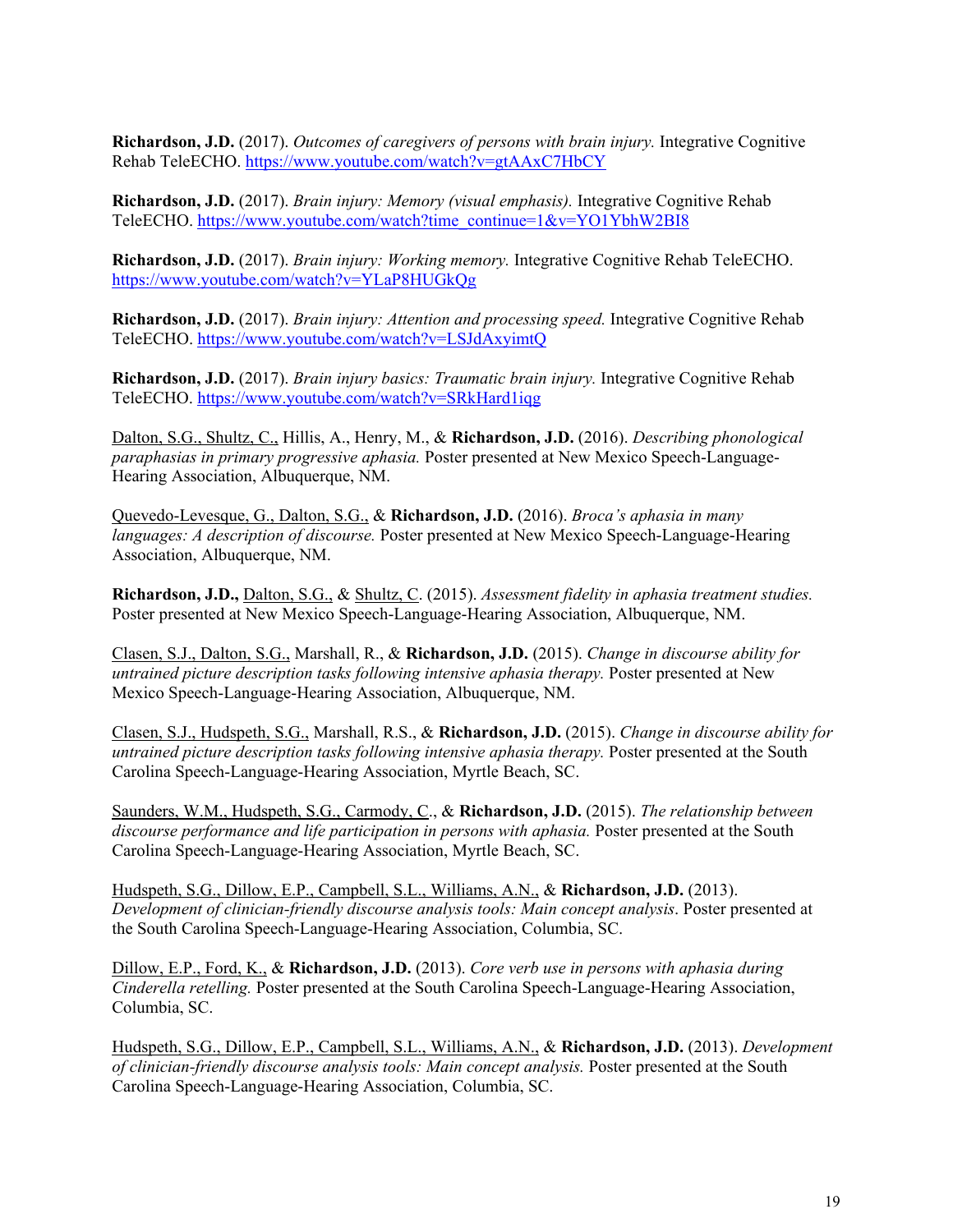**Richardson, J.D.** (2017). *Outcomes of caregivers of persons with brain injury.* Integrative Cognitive Rehab TeleECHO. https://www.youtube.com/watch?v=gtAAxC7HbCY

**Richardson, J.D.** (2017). *Brain injury: Memory (visual emphasis).* Integrative Cognitive Rehab TeleECHO. https://www.youtube.com/watch?time_continue=1&v=YO1YbhW2BI8

**Richardson, J.D.** (2017). *Brain injury: Working memory.* Integrative Cognitive Rehab TeleECHO. https://www.youtube.com/watch?v=YLaP8HUGkQg

**Richardson, J.D.** (2017). *Brain injury: Attention and processing speed.* Integrative Cognitive Rehab TeleECHO. https://www.youtube.com/watch?v=LSJdAxyimtQ

**Richardson, J.D.** (2017). *Brain injury basics: Traumatic brain injury.* Integrative Cognitive Rehab TeleECHO. https://www.youtube.com/watch?v=SRkHard1iqg

Dalton, S.G., Shultz, C., Hillis, A., Henry, M., & **Richardson, J.D.** (2016). *Describing phonological paraphasias in primary progressive aphasia.* Poster presented at New Mexico Speech-Language-Hearing Association, Albuquerque, NM.

Quevedo-Levesque, G., Dalton, S.G., & **Richardson, J.D.** (2016). *Broca's aphasia in many languages: A description of discourse.* Poster presented at New Mexico Speech-Language-Hearing Association, Albuquerque, NM.

**Richardson, J.D.,** Dalton, S.G., & Shultz, C. (2015). *Assessment fidelity in aphasia treatment studies.* Poster presented at New Mexico Speech-Language-Hearing Association, Albuquerque, NM.

Clasen, S.J., Dalton, S.G., Marshall, R., & **Richardson, J.D.** (2015). *Change in discourse ability for untrained picture description tasks following intensive aphasia therapy.* Poster presented at New Mexico Speech-Language-Hearing Association, Albuquerque, NM.

Clasen, S.J., Hudspeth, S.G., Marshall, R.S., & **Richardson, J.D.** (2015). *Change in discourse ability for untrained picture description tasks following intensive aphasia therapy.* Poster presented at the South Carolina Speech-Language-Hearing Association, Myrtle Beach, SC.

Saunders, W.M., Hudspeth, S.G., Carmody, C., & **Richardson, J.D.** (2015). *The relationship between discourse performance and life participation in persons with aphasia.* Poster presented at the South Carolina Speech-Language-Hearing Association, Myrtle Beach, SC.

Hudspeth, S.G., Dillow, E.P., Campbell, S.L., Williams, A.N., & **Richardson, J.D.** (2013). *Development of clinician-friendly discourse analysis tools: Main concept analysis*. Poster presented at the South Carolina Speech-Language-Hearing Association, Columbia, SC.

Dillow, E.P., Ford, K., & **Richardson, J.D.** (2013). *Core verb use in persons with aphasia during Cinderella retelling.* Poster presented at the South Carolina Speech-Language-Hearing Association, Columbia, SC.

Hudspeth, S.G., Dillow, E.P., Campbell, S.L., Williams, A.N., & **Richardson, J.D.** (2013). *Development of clinician-friendly discourse analysis tools: Main concept analysis.* Poster presented at the South Carolina Speech-Language-Hearing Association, Columbia, SC.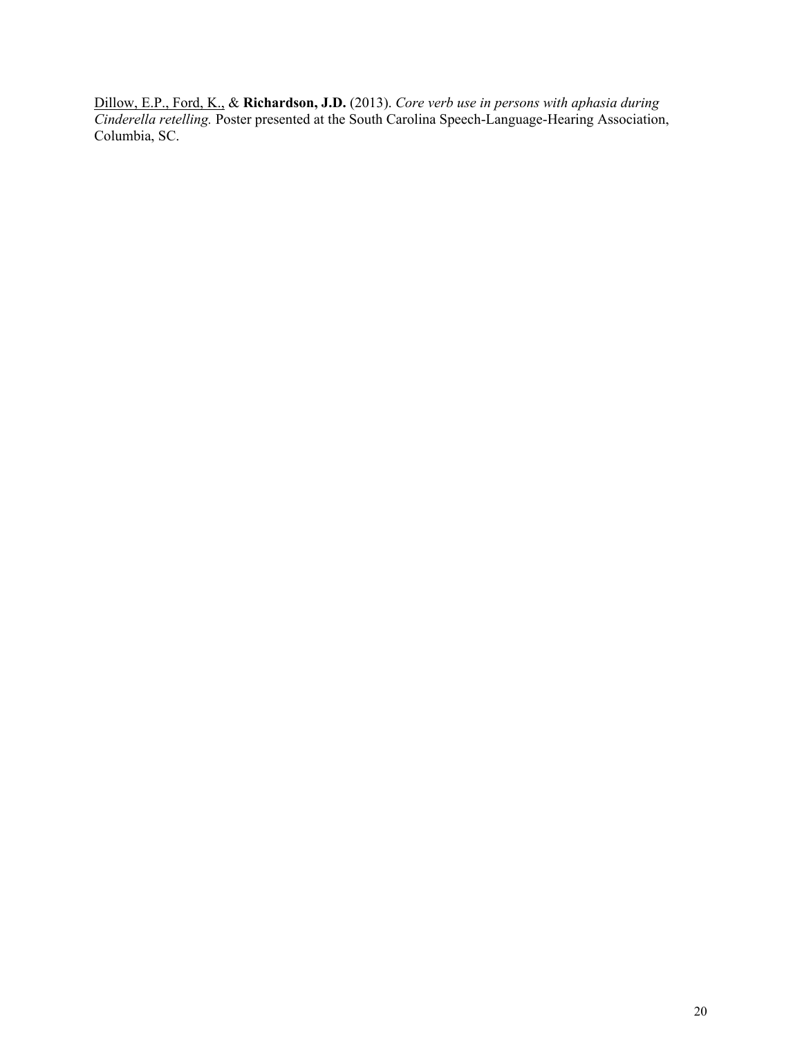<u>Dillow, E.P., Ford, K.,</u> & **Richardson, J.D.** (2013). *Core verb use in persons with aphasia during Cinderella retelling.* Poster presented at the South Carolina Speech-Language-Hearing Association, Columbia, SC.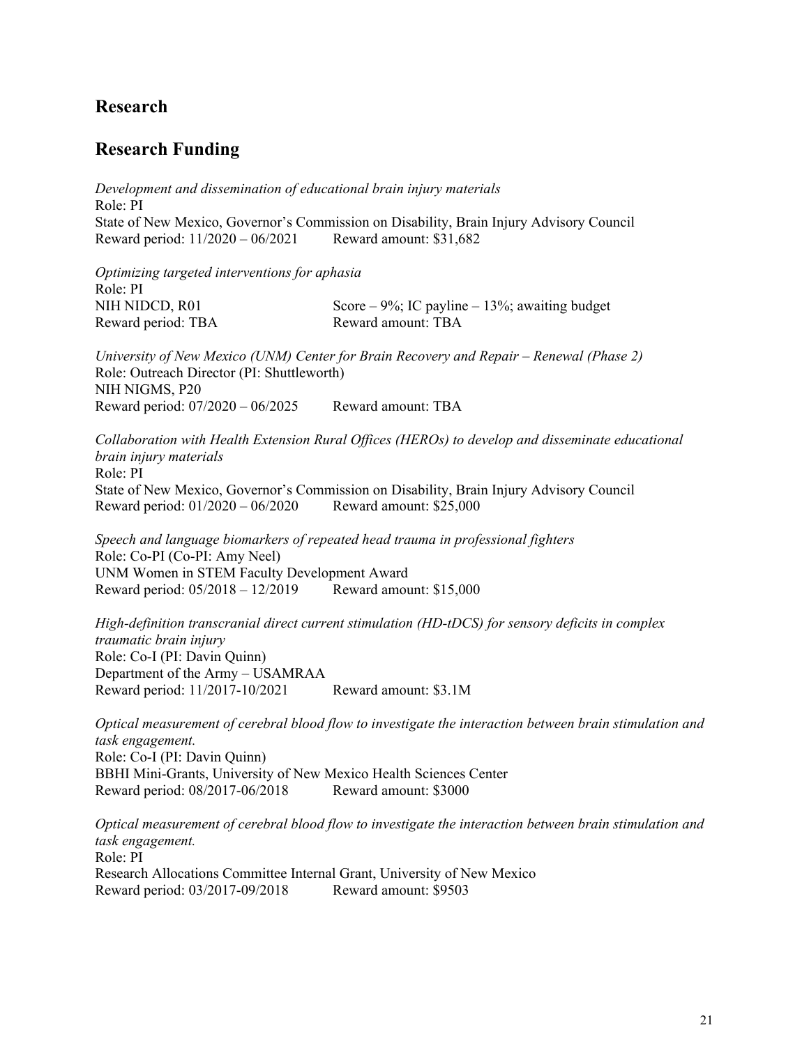## Research

## Research Funding

*Development and dissemination of educational brain injury materials*
Role: PI
State of New Mexico, Governor's Commission on Disability, Brain Injury Advisory Council
Reward period: 11/2020 – 06/2021  Reward amount: $31,682

*Optimizing targeted interventions for aphasia*
Role: PI
NIH NIDCD, R01  Score – 9%; IC payline – 13%; awaiting budget
Reward period: TBA  Reward amount: TBA

*University of New Mexico (UNM) Center for Brain Recovery and Repair – Renewal (Phase 2)*
Role: Outreach Director (PI: Shuttleworth)
NIH NIGMS, P20
Reward period: 07/2020 – 06/2025  Reward amount: TBA

*Collaboration with Health Extension Rural Offices (HEROs) to develop and disseminate educational brain injury materials*
Role: PI
State of New Mexico, Governor's Commission on Disability, Brain Injury Advisory Council
Reward period: 01/2020 – 06/2020  Reward amount: $25,000

*Speech and language biomarkers of repeated head trauma in professional fighters*
Role: Co-PI (Co-PI: Amy Neel)
UNM Women in STEM Faculty Development Award
Reward period: 05/2018 – 12/2019  Reward amount: $15,000

*High-definition transcranial direct current stimulation (HD-tDCS) for sensory deficits in complex traumatic brain injury*
Role: Co-I (PI: Davin Quinn)
Department of the Army – USAMRAA
Reward period: 11/2017-10/2021  Reward amount: $3.1M

*Optical measurement of cerebral blood flow to investigate the interaction between brain stimulation and task engagement.*
Role: Co-I (PI: Davin Quinn)
BBHI Mini-Grants, University of New Mexico Health Sciences Center
Reward period: 08/2017-06/2018  Reward amount: $3000

*Optical measurement of cerebral blood flow to investigate the interaction between brain stimulation and task engagement.*
Role: PI
Research Allocations Committee Internal Grant, University of New Mexico
Reward period: 03/2017-09/2018  Reward amount: $9503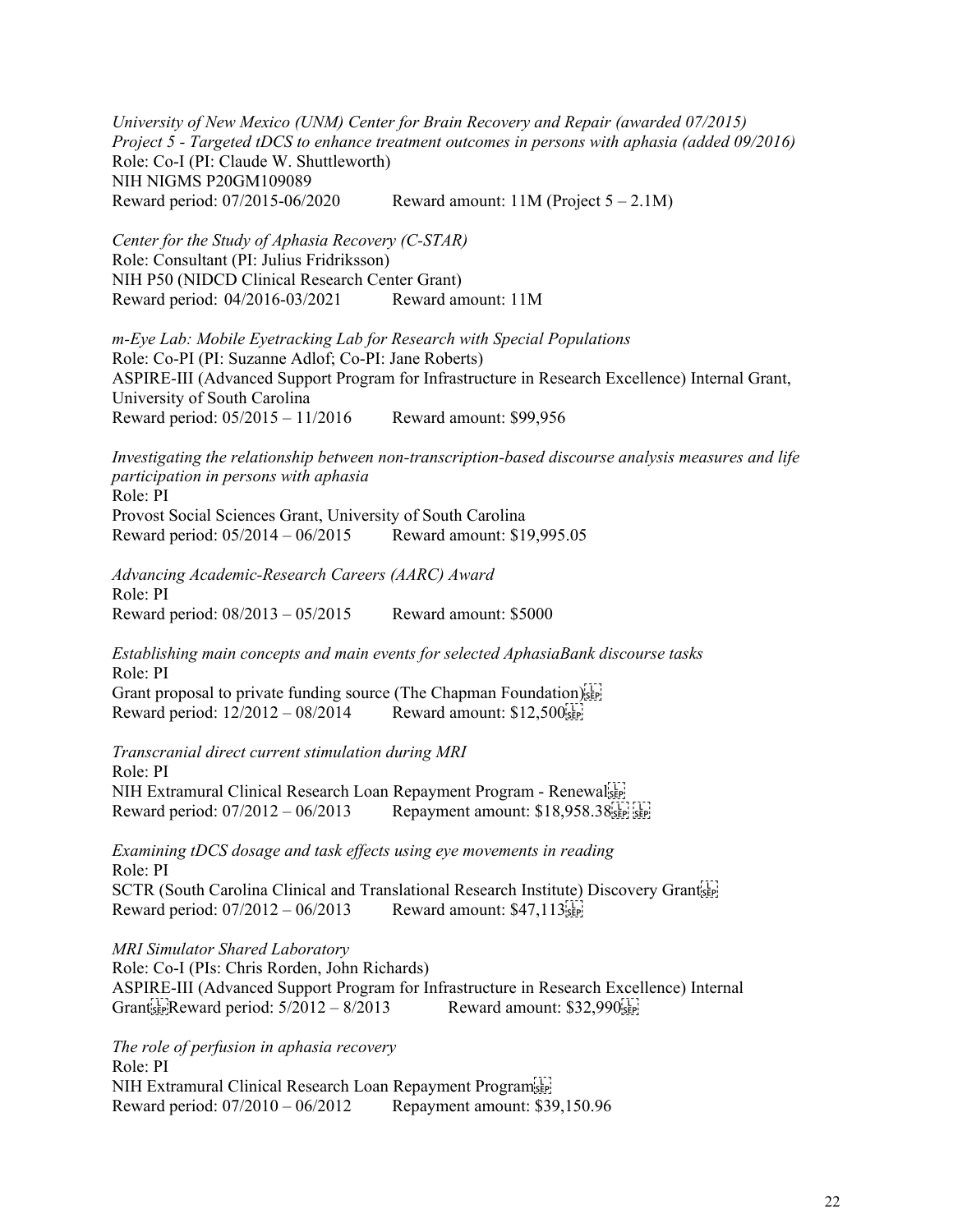*University of New Mexico (UNM) Center for Brain Recovery and Repair (awarded 07/2015)*
*Project 5 - Targeted tDCS to enhance treatment outcomes in persons with aphasia (added 09/2016)*
Role: Co-I (PI: Claude W. Shuttleworth)
NIH NIGMS P20GM109089
Reward period: 07/2015-06/2020 Reward amount: 11M (Project 5 – 2.1M)

*Center for the Study of Aphasia Recovery (C-STAR)*
Role: Consultant (PI: Julius Fridriksson)
NIH P50 (NIDCD Clinical Research Center Grant)
Reward period: 04/2016-03/2021 Reward amount: 11M

*m-Eye Lab: Mobile Eyetracking Lab for Research with Special Populations*
Role: Co-PI (PI: Suzanne Adlof; Co-PI: Jane Roberts)
ASPIRE-III (Advanced Support Program for Infrastructure in Research Excellence) Internal Grant, University of South Carolina
Reward period: 05/2015 – 11/2016 Reward amount: $99,956

*Investigating the relationship between non-transcription-based discourse analysis measures and life participation in persons with aphasia*
Role: PI
Provost Social Sciences Grant, University of South Carolina
Reward period: 05/2014 – 06/2015 Reward amount: $19,995.05

*Advancing Academic-Research Careers (AARC) Award*
Role: PI
Reward period: 08/2013 – 05/2015 Reward amount: $5000

*Establishing main concepts and main events for selected AphasiaBank discourse tasks*
Role: PI
Grant proposal to private funding source (The Chapman Foundation)
Reward period: 12/2012 – 08/2014 Reward amount: $12,500

*Transcranial direct current stimulation during MRI*
Role: PI
NIH Extramural Clinical Research Loan Repayment Program - Renewal
Reward period: 07/2012 – 06/2013 Repayment amount: $18,958.38

*Examining tDCS dosage and task effects using eye movements in reading*
Role: PI
SCTR (South Carolina Clinical and Translational Research Institute) Discovery Grant
Reward period: 07/2012 – 06/2013 Reward amount: $47,113

*MRI Simulator Shared Laboratory*
Role: Co-I (PIs: Chris Rorden, John Richards)
ASPIRE-III (Advanced Support Program for Infrastructure in Research Excellence) Internal Grant
Reward period: 5/2012 – 8/2013 Reward amount: $32,990

*The role of perfusion in aphasia recovery*
Role: PI
NIH Extramural Clinical Research Loan Repayment Program
Reward period: 07/2010 – 06/2012 Repayment amount: $39,150.96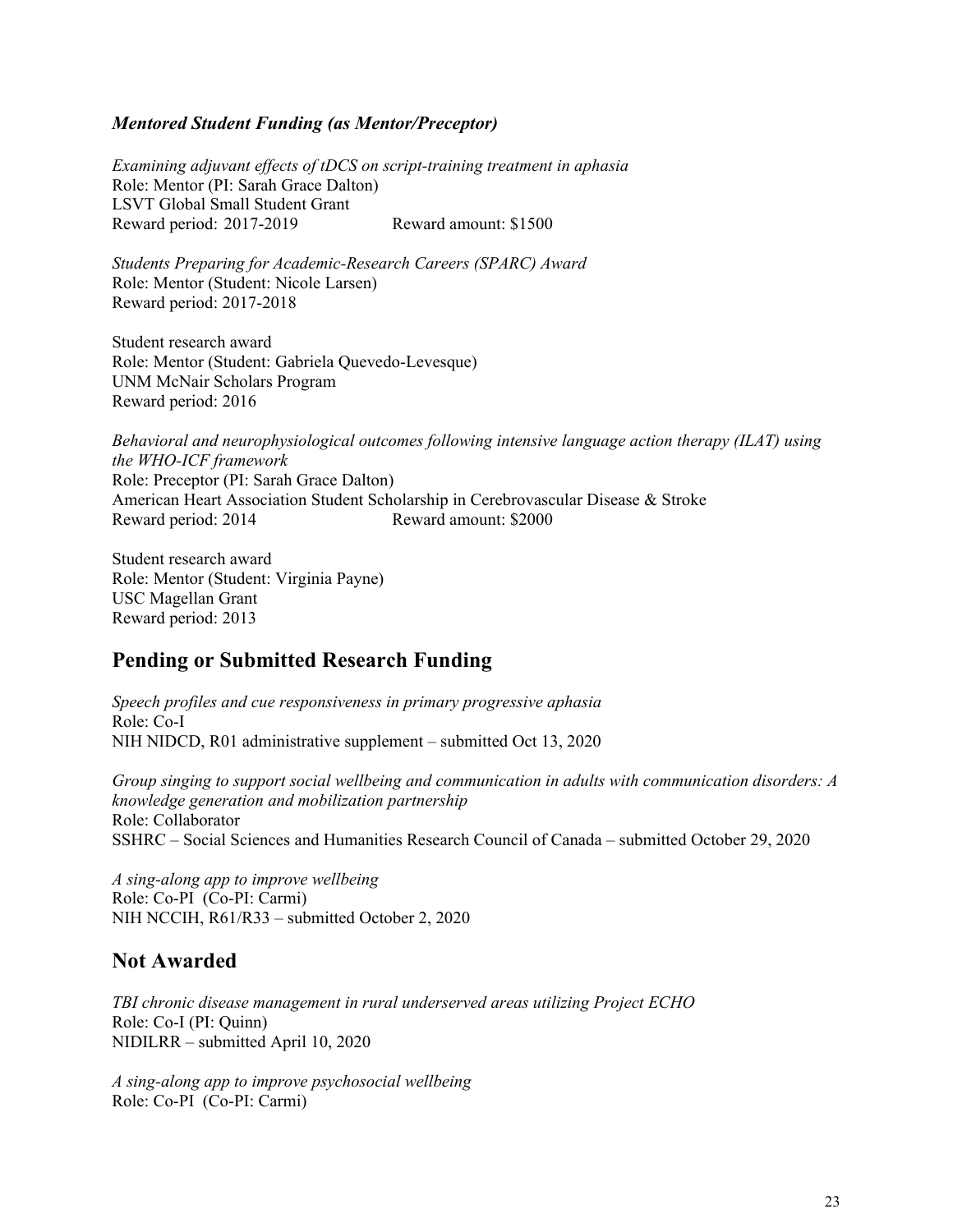### *Mentored Student Funding (as Mentor/Preceptor)*

*Examining adjuvant effects of tDCS on script-training treatment in aphasia*
Role: Mentor (PI: Sarah Grace Dalton)
LSVT Global Small Student Grant
Reward period: 2017-2019 Reward amount: $1500

*Students Preparing for Academic-Research Careers (SPARC) Award*
Role: Mentor (Student: Nicole Larsen)
Reward period: 2017-2018

Student research award
Role: Mentor (Student: Gabriela Quevedo-Levesque)
UNM McNair Scholars Program
Reward period: 2016

*Behavioral and neurophysiological outcomes following intensive language action therapy (ILAT) using the WHO-ICF framework*
Role: Preceptor (PI: Sarah Grace Dalton)
American Heart Association Student Scholarship in Cerebrovascular Disease & Stroke
Reward period: 2014 Reward amount: $2000

Student research award
Role: Mentor (Student: Virginia Payne)
USC Magellan Grant
Reward period: 2013

## Pending or Submitted Research Funding

*Speech profiles and cue responsiveness in primary progressive aphasia*
Role: Co-I
NIH NIDCD, R01 administrative supplement – submitted Oct 13, 2020

*Group singing to support social wellbeing and communication in adults with communication disorders: A knowledge generation and mobilization partnership*
Role: Collaborator
SSHRC – Social Sciences and Humanities Research Council of Canada – submitted October 29, 2020

*A sing-along app to improve wellbeing*
Role: Co-PI (Co-PI: Carmi)
NIH NCCIH, R61/R33 – submitted October 2, 2020

## Not Awarded

*TBI chronic disease management in rural underserved areas utilizing Project ECHO*
Role: Co-I (PI: Quinn)
NIDILRR – submitted April 10, 2020

*A sing-along app to improve psychosocial wellbeing*
Role: Co-PI (Co-PI: Carmi)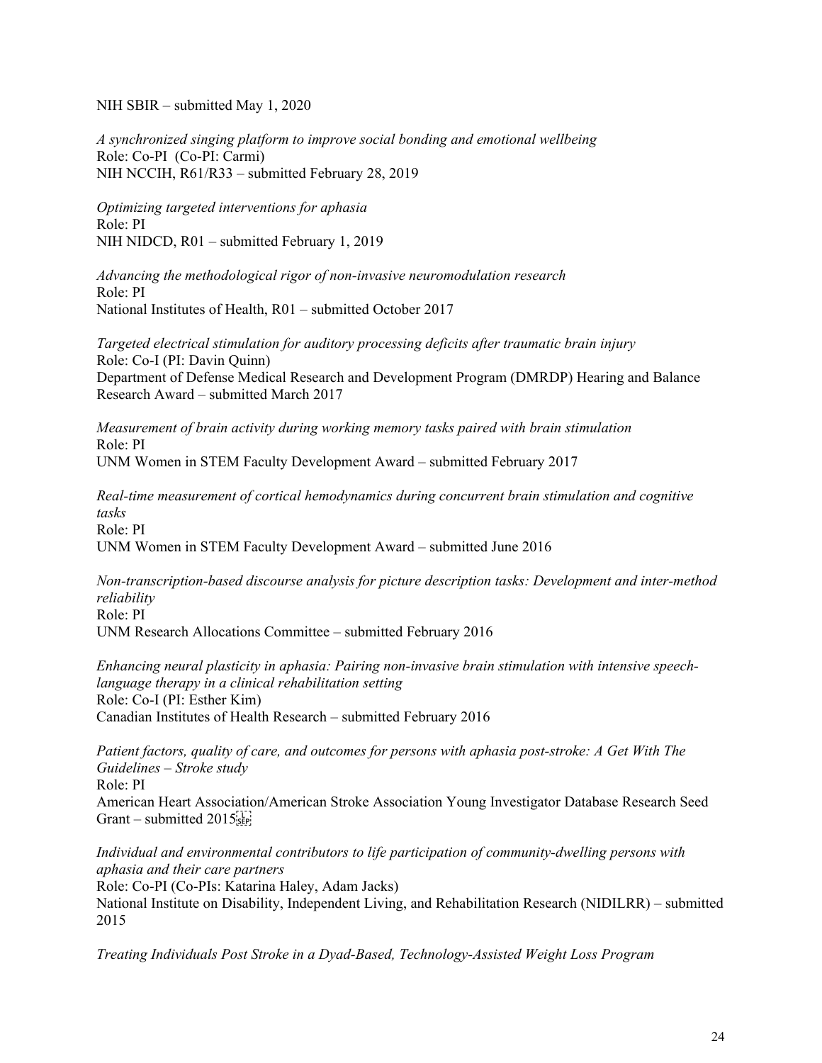NIH SBIR – submitted May 1, 2020

*A synchronized singing platform to improve social bonding and emotional wellbeing*
Role: Co-PI (Co-PI: Carmi)
NIH NCCIH, R61/R33 – submitted February 28, 2019

*Optimizing targeted interventions for aphasia*
Role: PI
NIH NIDCD, R01 – submitted February 1, 2019

*Advancing the methodological rigor of non-invasive neuromodulation research*
Role: PI
National Institutes of Health, R01 – submitted October 2017

*Targeted electrical stimulation for auditory processing deficits after traumatic brain injury*
Role: Co-I (PI: Davin Quinn)
Department of Defense Medical Research and Development Program (DMRDP) Hearing and Balance Research Award – submitted March 2017

*Measurement of brain activity during working memory tasks paired with brain stimulation*
Role: PI
UNM Women in STEM Faculty Development Award – submitted February 2017

*Real-time measurement of cortical hemodynamics during concurrent brain stimulation and cognitive tasks*
Role: PI
UNM Women in STEM Faculty Development Award – submitted June 2016

*Non-transcription-based discourse analysis for picture description tasks: Development and inter-method reliability*
Role: PI
UNM Research Allocations Committee – submitted February 2016

*Enhancing neural plasticity in aphasia: Pairing non-invasive brain stimulation with intensive speech-language therapy in a clinical rehabilitation setting*
Role: Co-I (PI: Esther Kim)
Canadian Institutes of Health Research – submitted February 2016

*Patient factors, quality of care, and outcomes for persons with aphasia post-stroke: A Get With The Guidelines – Stroke study*
Role: PI
American Heart Association/American Stroke Association Young Investigator Database Research Seed Grant – submitted 2015

*Individual and environmental contributors to life participation of community-dwelling persons with aphasia and their care partners*
Role: Co-PI (Co-PIs: Katarina Haley, Adam Jacks)
National Institute on Disability, Independent Living, and Rehabilitation Research (NIDILRR) – submitted 2015

*Treating Individuals Post Stroke in a Dyad-Based, Technology-Assisted Weight Loss Program*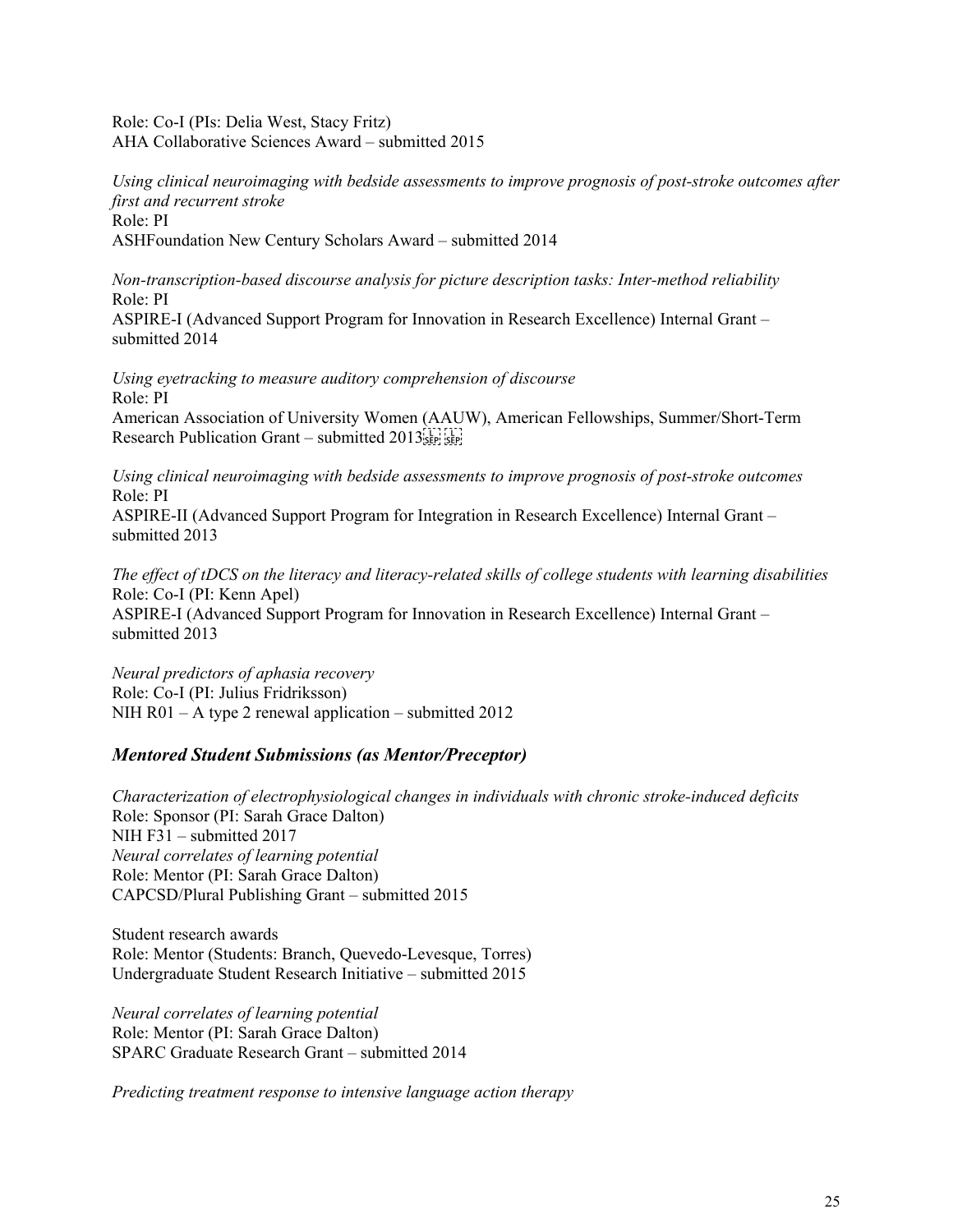Role: Co-I (PIs: Delia West, Stacy Fritz)
AHA Collaborative Sciences Award – submitted 2015

*Using clinical neuroimaging with bedside assessments to improve prognosis of post-stroke outcomes after first and recurrent stroke*
Role: PI
ASHFoundation New Century Scholars Award – submitted 2014

*Non-transcription-based discourse analysis for picture description tasks: Inter-method reliability*
Role: PI
ASPIRE-I (Advanced Support Program for Innovation in Research Excellence) Internal Grant – submitted 2014

*Using eyetracking to measure auditory comprehension of discourse*
Role: PI
American Association of University Women (AAUW), American Fellowships, Summer/Short-Term Research Publication Grant – submitted 2013

*Using clinical neuroimaging with bedside assessments to improve prognosis of post-stroke outcomes*
Role: PI
ASPIRE-II (Advanced Support Program for Integration in Research Excellence) Internal Grant – submitted 2013

*The effect of tDCS on the literacy and literacy-related skills of college students with learning disabilities*
Role: Co-I (PI: Kenn Apel)
ASPIRE-I (Advanced Support Program for Innovation in Research Excellence) Internal Grant – submitted 2013

*Neural predictors of aphasia recovery*
Role: Co-I (PI: Julius Fridriksson)
NIH R01 – A type 2 renewal application – submitted 2012

### ***Mentored Student Submissions (as Mentor/Preceptor)***

*Characterization of electrophysiological changes in individuals with chronic stroke-induced deficits*
Role: Sponsor (PI: Sarah Grace Dalton)
NIH F31 – submitted 2017
*Neural correlates of learning potential*
Role: Mentor (PI: Sarah Grace Dalton)
CAPCSD/Plural Publishing Grant – submitted 2015

Student research awards
Role: Mentor (Students: Branch, Quevedo-Levesque, Torres)
Undergraduate Student Research Initiative – submitted 2015

*Neural correlates of learning potential*
Role: Mentor (PI: Sarah Grace Dalton)
SPARC Graduate Research Grant – submitted 2014

*Predicting treatment response to intensive language action therapy*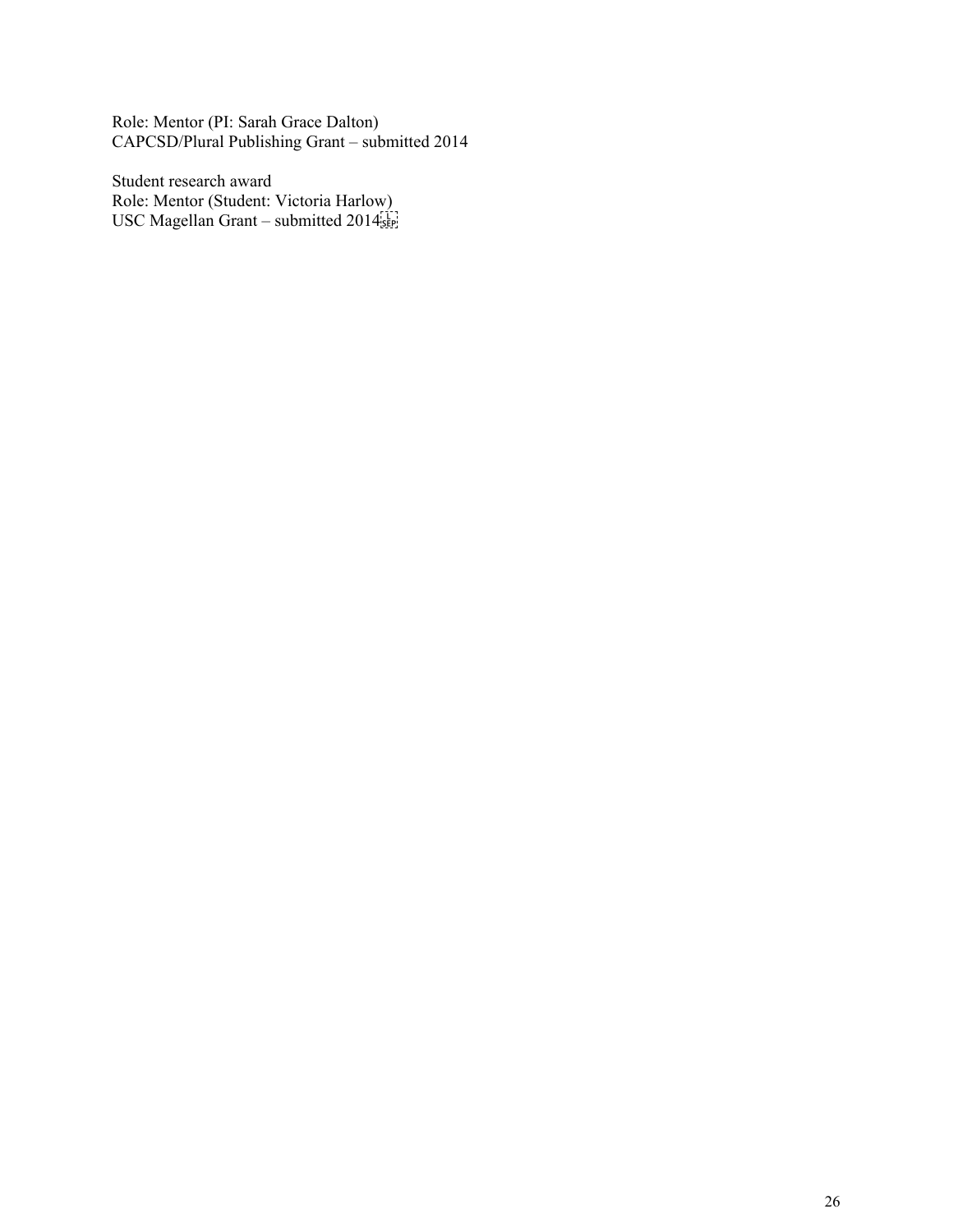Role: Mentor (PI: Sarah Grace Dalton)
CAPCSD/Plural Publishing Grant – submitted 2014

Student research award
Role: Mentor (Student: Victoria Harlow)
USC Magellan Grant – submitted 2014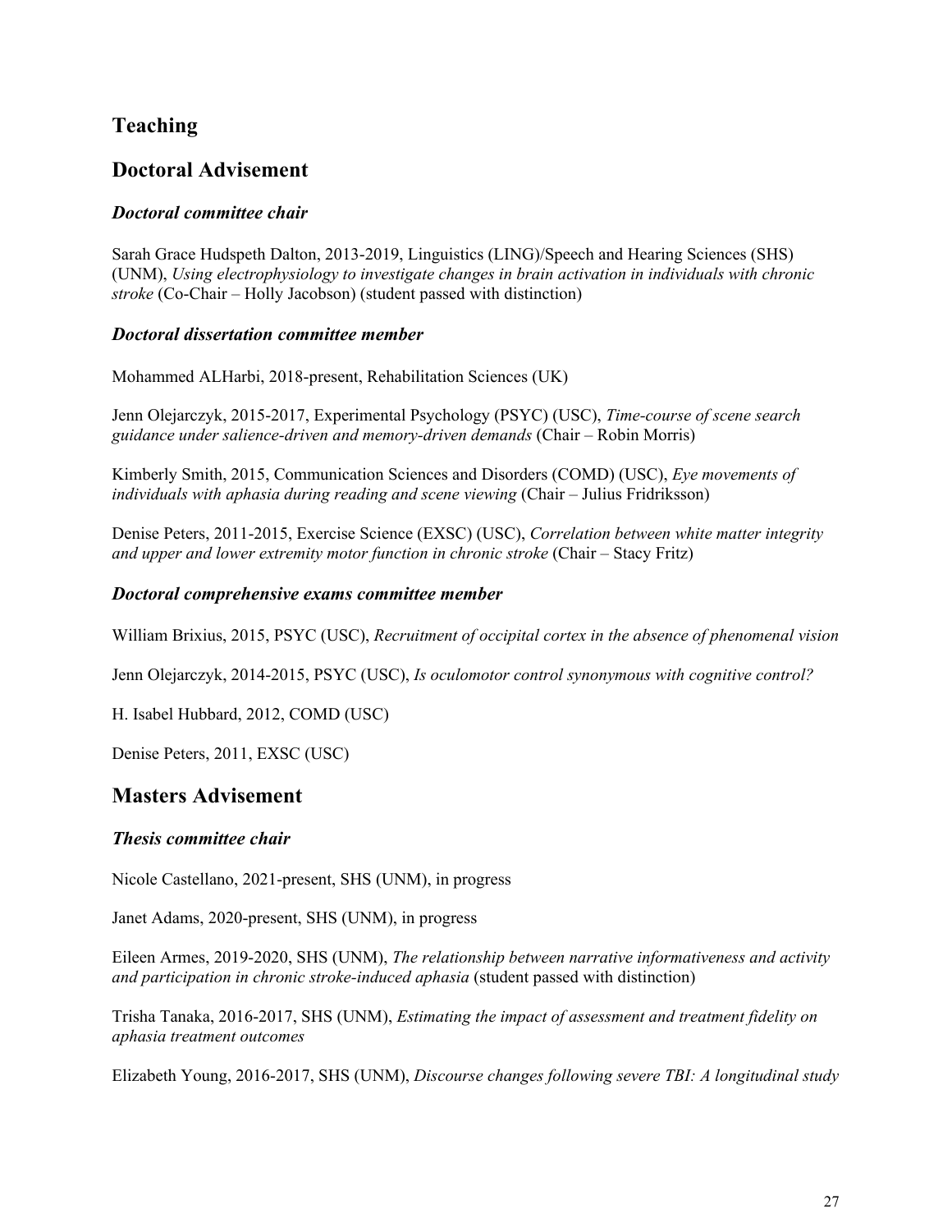## Teaching

## Doctoral Advisement

### *Doctoral committee chair*

Sarah Grace Hudspeth Dalton, 2013-2019, Linguistics (LING)/Speech and Hearing Sciences (SHS) (UNM), *Using electrophysiology to investigate changes in brain activation in individuals with chronic stroke* (Co-Chair – Holly Jacobson) (student passed with distinction)

### *Doctoral dissertation committee member*

Mohammed ALHarbi, 2018-present, Rehabilitation Sciences (UK)

Jenn Olejarczyk, 2015-2017, Experimental Psychology (PSYC) (USC), *Time-course of scene search guidance under salience-driven and memory-driven demands* (Chair – Robin Morris)

Kimberly Smith, 2015, Communication Sciences and Disorders (COMD) (USC), *Eye movements of individuals with aphasia during reading and scene viewing* (Chair – Julius Fridriksson)

Denise Peters, 2011-2015, Exercise Science (EXSC) (USC), *Correlation between white matter integrity and upper and lower extremity motor function in chronic stroke* (Chair – Stacy Fritz)

### *Doctoral comprehensive exams committee member*

William Brixius, 2015, PSYC (USC), *Recruitment of occipital cortex in the absence of phenomenal vision*

Jenn Olejarczyk, 2014-2015, PSYC (USC), *Is oculomotor control synonymous with cognitive control?*

H. Isabel Hubbard, 2012, COMD (USC)

Denise Peters, 2011, EXSC (USC)

## Masters Advisement

### *Thesis committee chair*

Nicole Castellano, 2021-present, SHS (UNM), in progress

Janet Adams, 2020-present, SHS (UNM), in progress

Eileen Armes, 2019-2020, SHS (UNM), *The relationship between narrative informativeness and activity and participation in chronic stroke-induced aphasia* (student passed with distinction)

Trisha Tanaka, 2016-2017, SHS (UNM), *Estimating the impact of assessment and treatment fidelity on aphasia treatment outcomes*

Elizabeth Young, 2016-2017, SHS (UNM), *Discourse changes following severe TBI: A longitudinal study*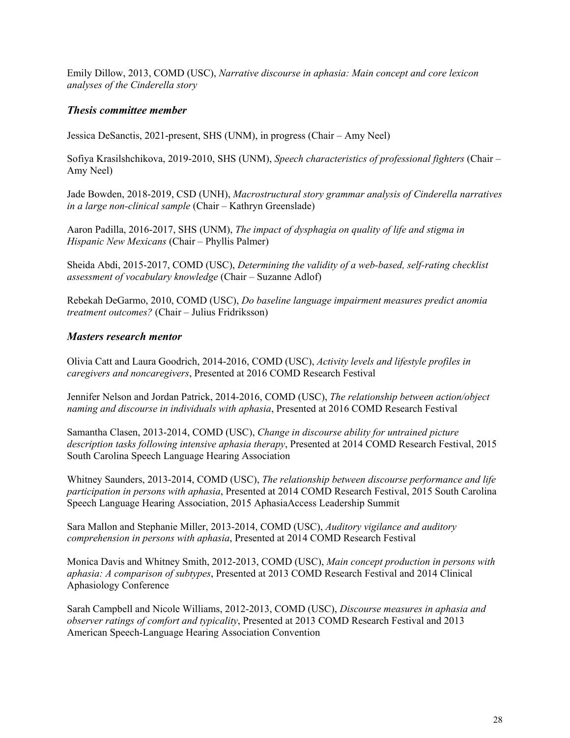Emily Dillow, 2013, COMD (USC), *Narrative discourse in aphasia: Main concept and core lexicon analyses of the Cinderella story*

### *Thesis committee member*

Jessica DeSanctis, 2021-present, SHS (UNM), in progress (Chair – Amy Neel)

Sofiya Krasilshchikova, 2019-2010, SHS (UNM), *Speech characteristics of professional fighters* (Chair – Amy Neel)

Jade Bowden, 2018-2019, CSD (UNH), *Macrostructural story grammar analysis of Cinderella narratives in a large non-clinical sample* (Chair – Kathryn Greenslade)

Aaron Padilla, 2016-2017, SHS (UNM), *The impact of dysphagia on quality of life and stigma in Hispanic New Mexicans* (Chair – Phyllis Palmer)

Sheida Abdi, 2015-2017, COMD (USC), *Determining the validity of a web-based, self-rating checklist assessment of vocabulary knowledge* (Chair – Suzanne Adlof)

Rebekah DeGarmo, 2010, COMD (USC), *Do baseline language impairment measures predict anomia treatment outcomes?* (Chair – Julius Fridriksson)

### *Masters research mentor*

Olivia Catt and Laura Goodrich, 2014-2016, COMD (USC), *Activity levels and lifestyle profiles in caregivers and noncaregivers*, Presented at 2016 COMD Research Festival

Jennifer Nelson and Jordan Patrick, 2014-2016, COMD (USC), *The relationship between action/object naming and discourse in individuals with aphasia*, Presented at 2016 COMD Research Festival

Samantha Clasen, 2013-2014, COMD (USC), *Change in discourse ability for untrained picture description tasks following intensive aphasia therapy*, Presented at 2014 COMD Research Festival, 2015 South Carolina Speech Language Hearing Association

Whitney Saunders, 2013-2014, COMD (USC), *The relationship between discourse performance and life participation in persons with aphasia*, Presented at 2014 COMD Research Festival, 2015 South Carolina Speech Language Hearing Association, 2015 AphasiaAccess Leadership Summit

Sara Mallon and Stephanie Miller, 2013-2014, COMD (USC), *Auditory vigilance and auditory comprehension in persons with aphasia*, Presented at 2014 COMD Research Festival

Monica Davis and Whitney Smith, 2012-2013, COMD (USC), *Main concept production in persons with aphasia: A comparison of subtypes*, Presented at 2013 COMD Research Festival and 2014 Clinical Aphasiology Conference

Sarah Campbell and Nicole Williams, 2012-2013, COMD (USC), *Discourse measures in aphasia and observer ratings of comfort and typicality*, Presented at 2013 COMD Research Festival and 2013 American Speech-Language Hearing Association Convention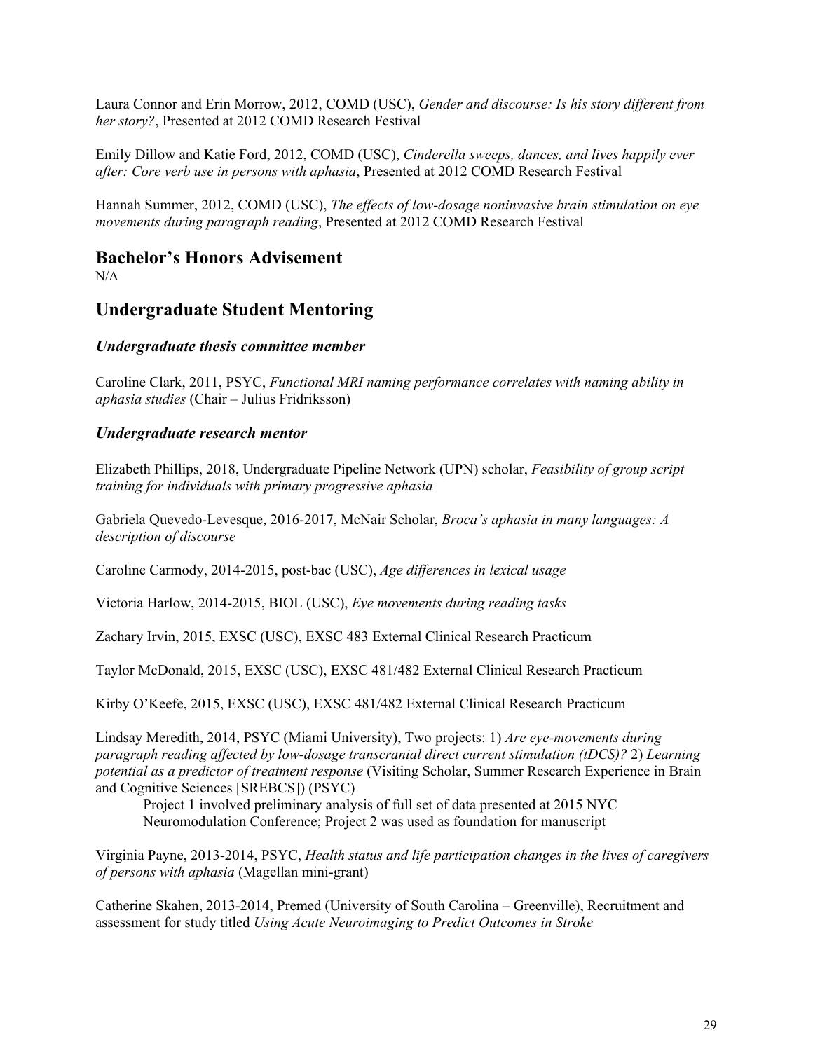Laura Connor and Erin Morrow, 2012, COMD (USC), *Gender and discourse: Is his story different from her story?*, Presented at 2012 COMD Research Festival

Emily Dillow and Katie Ford, 2012, COMD (USC), *Cinderella sweeps, dances, and lives happily ever after: Core verb use in persons with aphasia*, Presented at 2012 COMD Research Festival

Hannah Summer, 2012, COMD (USC), *The effects of low-dosage noninvasive brain stimulation on eye movements during paragraph reading*, Presented at 2012 COMD Research Festival

# Bachelor's Honors Advisement

N/A

## Undergraduate Student Mentoring

### *Undergraduate thesis committee member*

Caroline Clark, 2011, PSYC, *Functional MRI naming performance correlates with naming ability in aphasia studies* (Chair – Julius Fridriksson)

### *Undergraduate research mentor*

Elizabeth Phillips, 2018, Undergraduate Pipeline Network (UPN) scholar, *Feasibility of group script training for individuals with primary progressive aphasia*

Gabriela Quevedo-Levesque, 2016-2017, McNair Scholar, *Broca's aphasia in many languages: A description of discourse*

Caroline Carmody, 2014-2015, post-bac (USC), *Age differences in lexical usage*

Victoria Harlow, 2014-2015, BIOL (USC), *Eye movements during reading tasks*

Zachary Irvin, 2015, EXSC (USC), EXSC 483 External Clinical Research Practicum

Taylor McDonald, 2015, EXSC (USC), EXSC 481/482 External Clinical Research Practicum

Kirby O'Keefe, 2015, EXSC (USC), EXSC 481/482 External Clinical Research Practicum

Lindsay Meredith, 2014, PSYC (Miami University), Two projects: 1) *Are eye-movements during paragraph reading affected by low-dosage transcranial direct current stimulation (tDCS)?* 2) *Learning potential as a predictor of treatment response* (Visiting Scholar, Summer Research Experience in Brain and Cognitive Sciences [SREBCS]) (PSYC)

Project 1 involved preliminary analysis of full set of data presented at 2015 NYC Neuromodulation Conference; Project 2 was used as foundation for manuscript

Virginia Payne, 2013-2014, PSYC, *Health status and life participation changes in the lives of caregivers of persons with aphasia* (Magellan mini-grant)

Catherine Skahen, 2013-2014, Premed (University of South Carolina – Greenville), Recruitment and assessment for study titled *Using Acute Neuroimaging to Predict Outcomes in Stroke*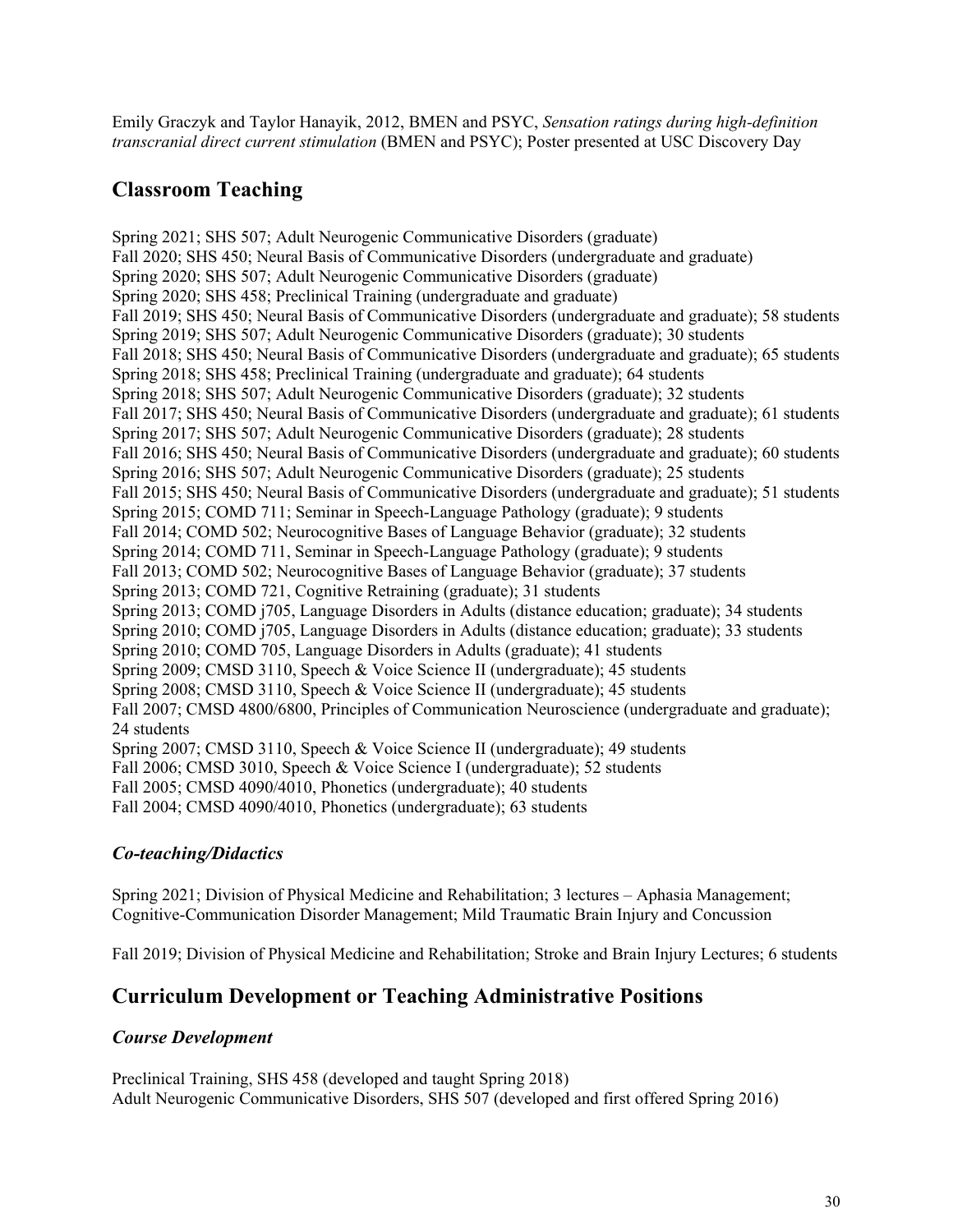Emily Graczyk and Taylor Hanayik, 2012, BMEN and PSYC, *Sensation ratings during high-definition transcranial direct current stimulation* (BMEN and PSYC); Poster presented at USC Discovery Day

## Classroom Teaching

Spring 2021; SHS 507; Adult Neurogenic Communicative Disorders (graduate)
Fall 2020; SHS 450; Neural Basis of Communicative Disorders (undergraduate and graduate)
Spring 2020; SHS 507; Adult Neurogenic Communicative Disorders (graduate)
Spring 2020; SHS 458; Preclinical Training (undergraduate and graduate)
Fall 2019; SHS 450; Neural Basis of Communicative Disorders (undergraduate and graduate); 58 students
Spring 2019; SHS 507; Adult Neurogenic Communicative Disorders (graduate); 30 students
Fall 2018; SHS 450; Neural Basis of Communicative Disorders (undergraduate and graduate); 65 students
Spring 2018; SHS 458; Preclinical Training (undergraduate and graduate); 64 students
Spring 2018; SHS 507; Adult Neurogenic Communicative Disorders (graduate); 32 students
Fall 2017; SHS 450; Neural Basis of Communicative Disorders (undergraduate and graduate); 61 students
Spring 2017; SHS 507; Adult Neurogenic Communicative Disorders (graduate); 28 students
Fall 2016; SHS 450; Neural Basis of Communicative Disorders (undergraduate and graduate); 60 students
Spring 2016; SHS 507; Adult Neurogenic Communicative Disorders (graduate); 25 students
Fall 2015; SHS 450; Neural Basis of Communicative Disorders (undergraduate and graduate); 51 students
Spring 2015; COMD 711; Seminar in Speech-Language Pathology (graduate); 9 students
Fall 2014; COMD 502; Neurocognitive Bases of Language Behavior (graduate); 32 students
Spring 2014; COMD 711, Seminar in Speech-Language Pathology (graduate); 9 students
Fall 2013; COMD 502; Neurocognitive Bases of Language Behavior (graduate); 37 students
Spring 2013; COMD 721, Cognitive Retraining (graduate); 31 students
Spring 2013; COMD j705, Language Disorders in Adults (distance education; graduate); 34 students
Spring 2010; COMD j705, Language Disorders in Adults (distance education; graduate); 33 students
Spring 2010; COMD 705, Language Disorders in Adults (graduate); 41 students
Spring 2009; CMSD 3110, Speech & Voice Science II (undergraduate); 45 students
Spring 2008; CMSD 3110, Speech & Voice Science II (undergraduate); 45 students
Fall 2007; CMSD 4800/6800, Principles of Communication Neuroscience (undergraduate and graduate); 24 students
Spring 2007; CMSD 3110, Speech & Voice Science II (undergraduate); 49 students
Fall 2006; CMSD 3010, Speech & Voice Science I (undergraduate); 52 students
Fall 2005; CMSD 4090/4010, Phonetics (undergraduate); 40 students
Fall 2004; CMSD 4090/4010, Phonetics (undergraduate); 63 students

### *Co-teaching/Didactics*

Spring 2021; Division of Physical Medicine and Rehabilitation; 3 lectures – Aphasia Management; Cognitive-Communication Disorder Management; Mild Traumatic Brain Injury and Concussion

Fall 2019; Division of Physical Medicine and Rehabilitation; Stroke and Brain Injury Lectures; 6 students

## Curriculum Development or Teaching Administrative Positions

### *Course Development*

Preclinical Training, SHS 458 (developed and taught Spring 2018)
Adult Neurogenic Communicative Disorders, SHS 507 (developed and first offered Spring 2016)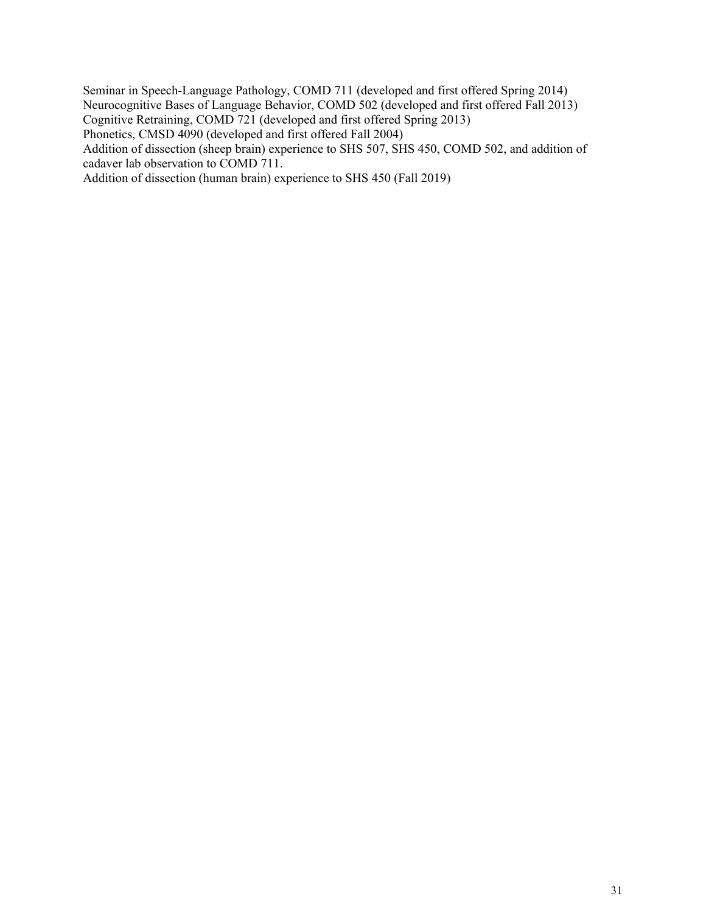Seminar in Speech-Language Pathology, COMD 711 (developed and first offered Spring 2014)
Neurocognitive Bases of Language Behavior, COMD 502 (developed and first offered Fall 2013)
Cognitive Retraining, COMD 721 (developed and first offered Spring 2013)
Phonetics, CMSD 4090 (developed and first offered Fall 2004)
Addition of dissection (sheep brain) experience to SHS 507, SHS 450, COMD 502, and addition of cadaver lab observation to COMD 711.
Addition of dissection (human brain) experience to SHS 450 (Fall 2019)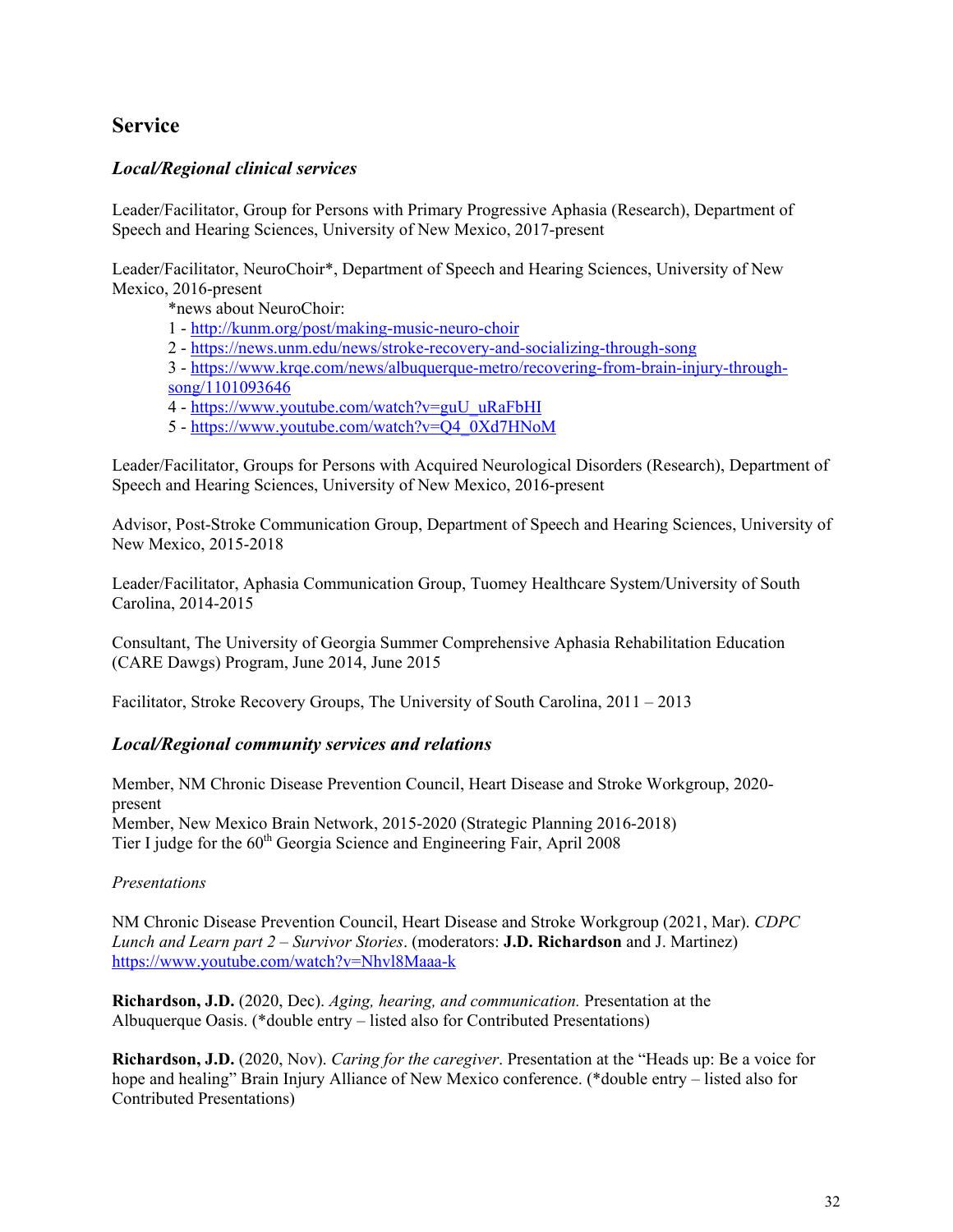## Service

### *Local/Regional clinical services*

Leader/Facilitator, Group for Persons with Primary Progressive Aphasia (Research), Department of Speech and Hearing Sciences, University of New Mexico, 2017-present

Leader/Facilitator, NeuroChoir*, Department of Speech and Hearing Sciences, University of New Mexico, 2016-present

*news about NeuroChoir:

1 - http://kunm.org/post/making-music-neuro-choir

2 - https://news.unm.edu/news/stroke-recovery-and-socializing-through-song

3 - https://www.krqe.com/news/albuquerque-metro/recovering-from-brain-injury-through-song/1101093646

4 - https://www.youtube.com/watch?v=guU_uRaFbHI

5 - https://www.youtube.com/watch?v=Q4_0Xd7HNoM

Leader/Facilitator, Groups for Persons with Acquired Neurological Disorders (Research), Department of Speech and Hearing Sciences, University of New Mexico, 2016-present

Advisor, Post-Stroke Communication Group, Department of Speech and Hearing Sciences, University of New Mexico, 2015-2018

Leader/Facilitator, Aphasia Communication Group, Tuomey Healthcare System/University of South Carolina, 2014-2015

Consultant, The University of Georgia Summer Comprehensive Aphasia Rehabilitation Education (CARE Dawgs) Program, June 2014, June 2015

Facilitator, Stroke Recovery Groups, The University of South Carolina, 2011 – 2013

### *Local/Regional community services and relations*

Member, NM Chronic Disease Prevention Council, Heart Disease and Stroke Workgroup, 2020-present
Member, New Mexico Brain Network, 2015-2020 (Strategic Planning 2016-2018)
Tier I judge for the 60th Georgia Science and Engineering Fair, April 2008

*Presentations*

NM Chronic Disease Prevention Council, Heart Disease and Stroke Workgroup (2021, Mar). *CDPC Lunch and Learn part 2 – Survivor Stories*. (moderators: **J.D. Richardson** and J. Martinez) https://www.youtube.com/watch?v=Nhvl8Maaa-k

**Richardson, J.D.** (2020, Dec). *Aging, hearing, and communication.* Presentation at the Albuquerque Oasis. (*double entry – listed also for Contributed Presentations)

**Richardson, J.D.** (2020, Nov). *Caring for the caregiver*. Presentation at the "Heads up: Be a voice for hope and healing" Brain Injury Alliance of New Mexico conference. (*double entry – listed also for Contributed Presentations)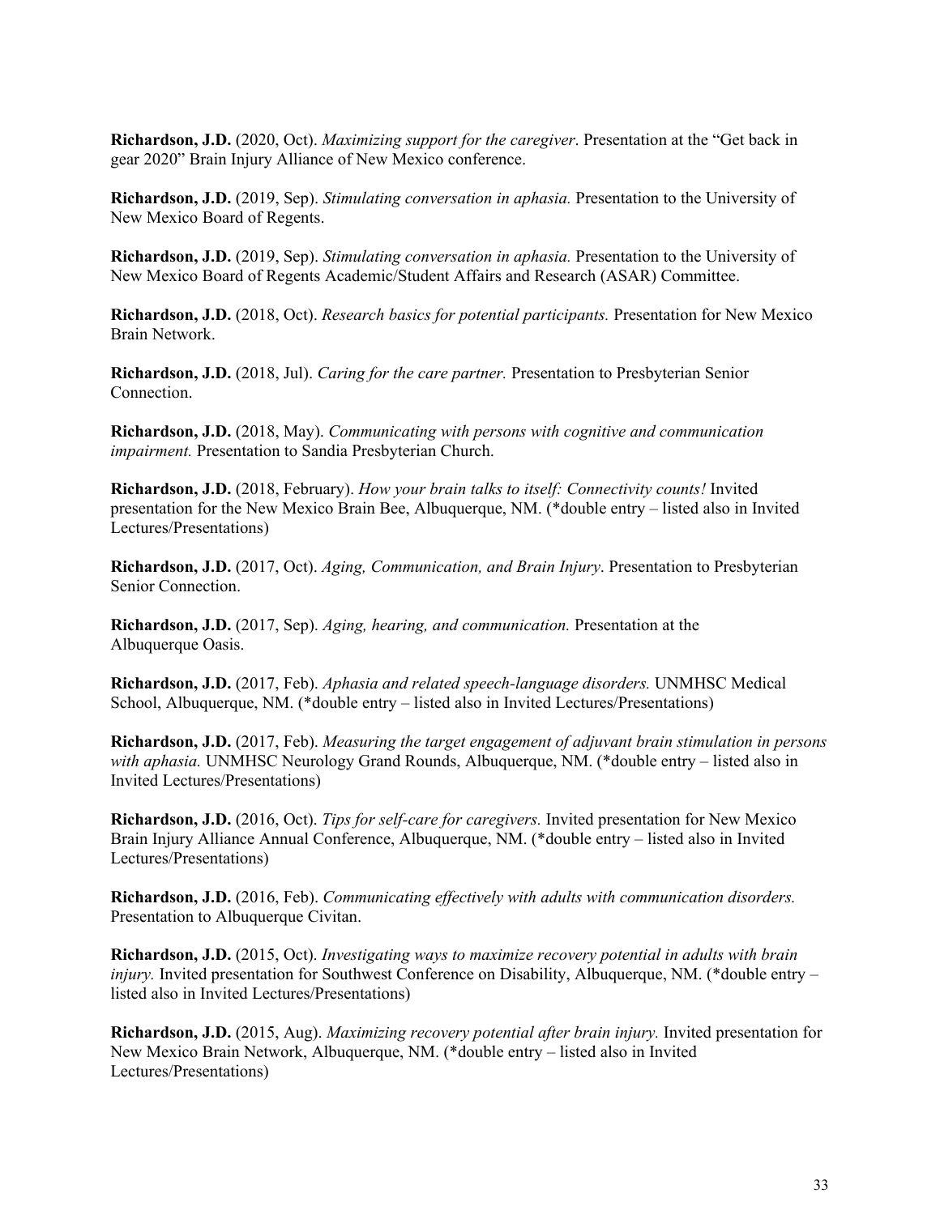**Richardson, J.D.** (2020, Oct). *Maximizing support for the caregiver*. Presentation at the "Get back in gear 2020" Brain Injury Alliance of New Mexico conference.

**Richardson, J.D.** (2019, Sep). *Stimulating conversation in aphasia.* Presentation to the University of New Mexico Board of Regents.

**Richardson, J.D.** (2019, Sep). *Stimulating conversation in aphasia.* Presentation to the University of New Mexico Board of Regents Academic/Student Affairs and Research (ASAR) Committee.

**Richardson, J.D.** (2018, Oct). *Research basics for potential participants.* Presentation for New Mexico Brain Network.

**Richardson, J.D.** (2018, Jul). *Caring for the care partner.* Presentation to Presbyterian Senior Connection.

**Richardson, J.D.** (2018, May). *Communicating with persons with cognitive and communication impairment.* Presentation to Sandia Presbyterian Church.

**Richardson, J.D.** (2018, February). *How your brain talks to itself: Connectivity counts!* Invited presentation for the New Mexico Brain Bee, Albuquerque, NM. (*double entry – listed also in Invited Lectures/Presentations)

**Richardson, J.D.** (2017, Oct). *Aging, Communication, and Brain Injury*. Presentation to Presbyterian Senior Connection.

**Richardson, J.D.** (2017, Sep). *Aging, hearing, and communication.* Presentation at the Albuquerque Oasis.

**Richardson, J.D.** (2017, Feb). *Aphasia and related speech-language disorders.* UNMHSC Medical School, Albuquerque, NM. (*double entry – listed also in Invited Lectures/Presentations)

**Richardson, J.D.** (2017, Feb). *Measuring the target engagement of adjuvant brain stimulation in persons with aphasia.* UNMHSC Neurology Grand Rounds, Albuquerque, NM. (*double entry – listed also in Invited Lectures/Presentations)

**Richardson, J.D.** (2016, Oct). *Tips for self-care for caregivers.* Invited presentation for New Mexico Brain Injury Alliance Annual Conference, Albuquerque, NM. (*double entry – listed also in Invited Lectures/Presentations)

**Richardson, J.D.** (2016, Feb). *Communicating effectively with adults with communication disorders.* Presentation to Albuquerque Civitan.

**Richardson, J.D.** (2015, Oct). *Investigating ways to maximize recovery potential in adults with brain injury.* Invited presentation for Southwest Conference on Disability, Albuquerque, NM. (*double entry – listed also in Invited Lectures/Presentations)

**Richardson, J.D.** (2015, Aug). *Maximizing recovery potential after brain injury.* Invited presentation for New Mexico Brain Network, Albuquerque, NM. (*double entry – listed also in Invited Lectures/Presentations)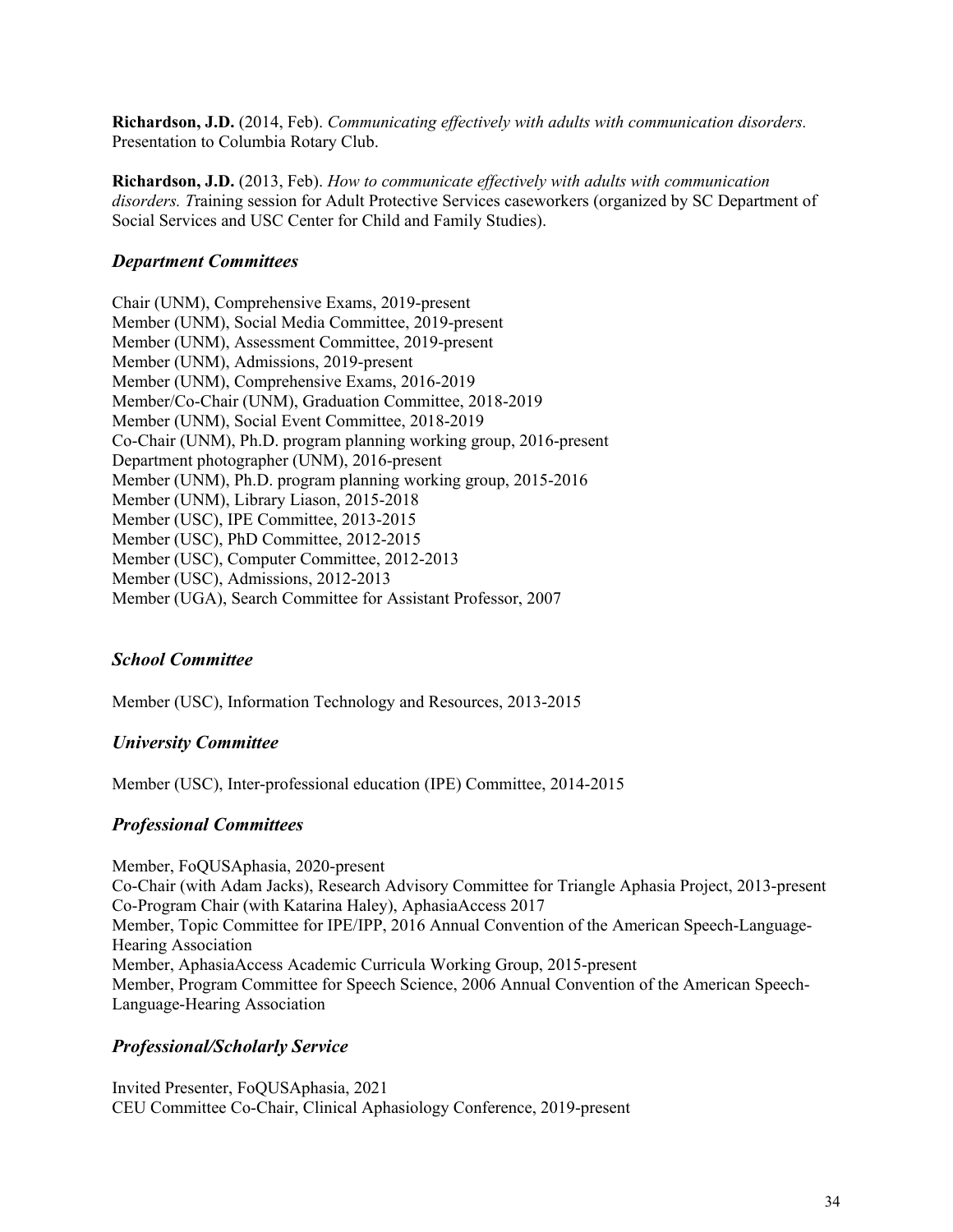**Richardson, J.D.** (2014, Feb). *Communicating effectively with adults with communication disorders.* Presentation to Columbia Rotary Club.

**Richardson, J.D.** (2013, Feb). *How to communicate effectively with adults with communication disorders. T*raining session for Adult Protective Services caseworkers (organized by SC Department of Social Services and USC Center for Child and Family Studies).

### *Department Committees*

Chair (UNM), Comprehensive Exams, 2019-present
Member (UNM), Social Media Committee, 2019-present
Member (UNM), Assessment Committee, 2019-present
Member (UNM), Admissions, 2019-present
Member (UNM), Comprehensive Exams, 2016-2019
Member/Co-Chair (UNM), Graduation Committee, 2018-2019
Member (UNM), Social Event Committee, 2018-2019
Co-Chair (UNM), Ph.D. program planning working group, 2016-present
Department photographer (UNM), 2016-present
Member (UNM), Ph.D. program planning working group, 2015-2016
Member (UNM), Library Liason, 2015-2018
Member (USC), IPE Committee, 2013-2015
Member (USC), PhD Committee, 2012-2015
Member (USC), Computer Committee, 2012-2013
Member (USC), Admissions, 2012-2013
Member (UGA), Search Committee for Assistant Professor, 2007

### *School Committee*

Member (USC), Information Technology and Resources, 2013-2015

### *University Committee*

Member (USC), Inter-professional education (IPE) Committee, 2014-2015

### *Professional Committees*

Member, FoQUSAphasia, 2020-present
Co-Chair (with Adam Jacks), Research Advisory Committee for Triangle Aphasia Project, 2013-present
Co-Program Chair (with Katarina Haley), AphasiaAccess 2017
Member, Topic Committee for IPE/IPP, 2016 Annual Convention of the American Speech-Language-Hearing Association
Member, AphasiaAccess Academic Curricula Working Group, 2015-present
Member, Program Committee for Speech Science, 2006 Annual Convention of the American Speech-Language-Hearing Association

### *Professional/Scholarly Service*

Invited Presenter, FoQUSAphasia, 2021
CEU Committee Co-Chair, Clinical Aphasiology Conference, 2019-present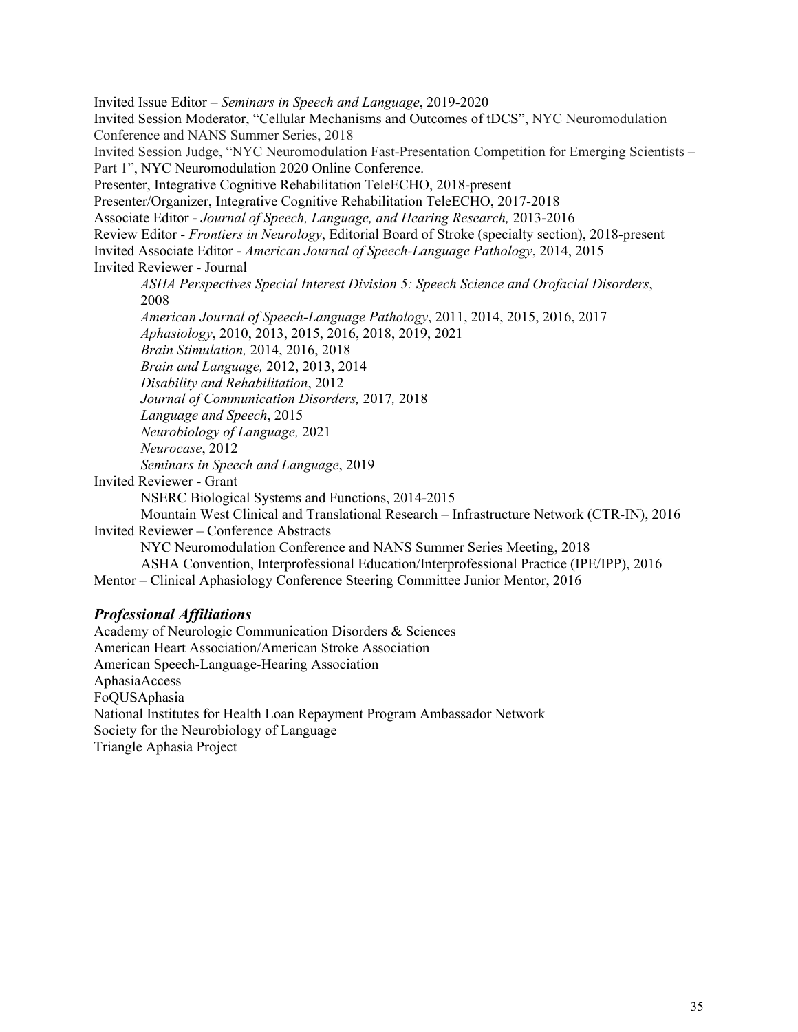Invited Issue Editor – *Seminars in Speech and Language*, 2019-2020
Invited Session Moderator, "Cellular Mechanisms and Outcomes of tDCS", NYC Neuromodulation Conference and NANS Summer Series, 2018
Invited Session Judge, "NYC Neuromodulation Fast-Presentation Competition for Emerging Scientists – Part 1", NYC Neuromodulation 2020 Online Conference.
Presenter, Integrative Cognitive Rehabilitation TeleECHO, 2018-present
Presenter/Organizer, Integrative Cognitive Rehabilitation TeleECHO, 2017-2018
Associate Editor - *Journal of Speech, Language, and Hearing Research,* 2013-2016
Review Editor - *Frontiers in Neurology*, Editorial Board of Stroke (specialty section), 2018-present
Invited Associate Editor - *American Journal of Speech-Language Pathology*, 2014, 2015
Invited Reviewer - Journal

- *ASHA Perspectives Special Interest Division 5: Speech Science and Orofacial Disorders*, 2008
- *American Journal of Speech-Language Pathology*, 2011, 2014, 2015, 2016, 2017
- *Aphasiology*, 2010, 2013, 2015, 2016, 2018, 2019, 2021
- *Brain Stimulation,* 2014, 2016, 2018
- *Brain and Language,* 2012, 2013, 2014
- *Disability and Rehabilitation*, 2012
- *Journal of Communication Disorders,* 2017*,* 2018
- *Language and Speech*, 2015
- *Neurobiology of Language,* 2021
- *Neurocase*, 2012
- *Seminars in Speech and Language*, 2019

Invited Reviewer - Grant

- NSERC Biological Systems and Functions, 2014-2015
- Mountain West Clinical and Translational Research – Infrastructure Network (CTR-IN), 2016

Invited Reviewer – Conference Abstracts

- NYC Neuromodulation Conference and NANS Summer Series Meeting, 2018
- ASHA Convention, Interprofessional Education/Interprofessional Practice (IPE/IPP), 2016

Mentor – Clinical Aphasiology Conference Steering Committee Junior Mentor, 2016

### *Professional Affiliations*

Academy of Neurologic Communication Disorders & Sciences
American Heart Association/American Stroke Association
American Speech-Language-Hearing Association
AphasiaAccess
FoQUSAphasia
National Institutes for Health Loan Repayment Program Ambassador Network
Society for the Neurobiology of Language
Triangle Aphasia Project